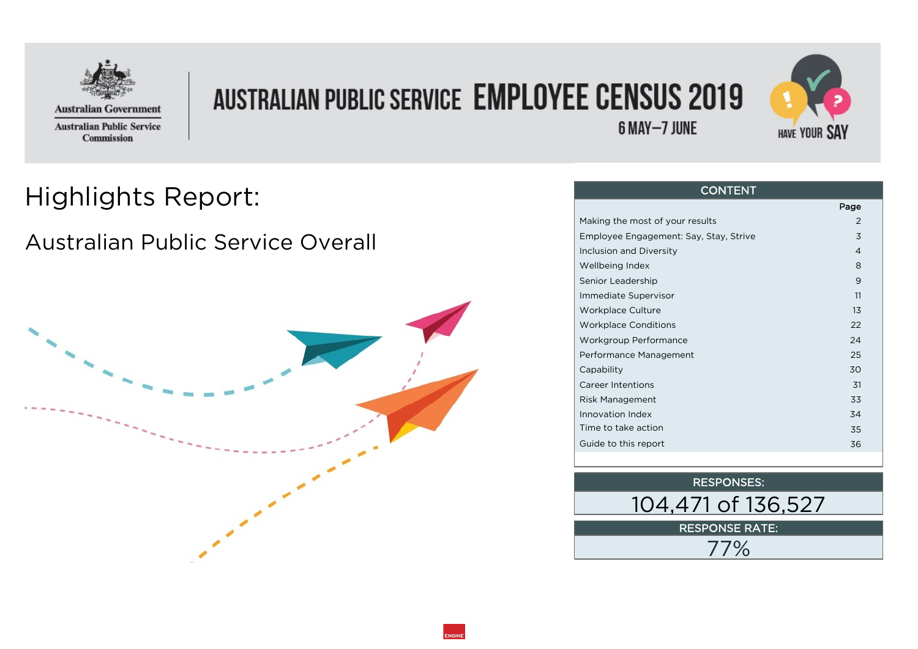Australian Government
Australian Public Service Commission

# AUSTRALIAN PUBLIC SERVICE EMPLOYEE CENSUS 2019

6 MAY–7 JUNE

HAVE YOUR SAY

## Highlights Report:

### Australian Public Service Overall

| CONTENT | Page |
|---|---|
| Making the most of your results | 2 |
| Employee Engagement: Say, Stay, Strive | 3 |
| Inclusion and Diversity | 4 |
| Wellbeing Index | 8 |
| Senior Leadership | 9 |
| Immediate Supervisor | 11 |
| Workplace Culture | 13 |
| Workplace Conditions | 22 |
| Workgroup Performance | 24 |
| Performance Management | 25 |
| Capability | 30 |
| Career Intentions | 31 |
| Risk Management | 33 |
| Innovation Index | 34 |
| Time to take action | 35 |
| Guide to this report | 36 |

**RESPONSES:**

104,471 of 136,527

**RESPONSE RATE:**

77%

ENGINE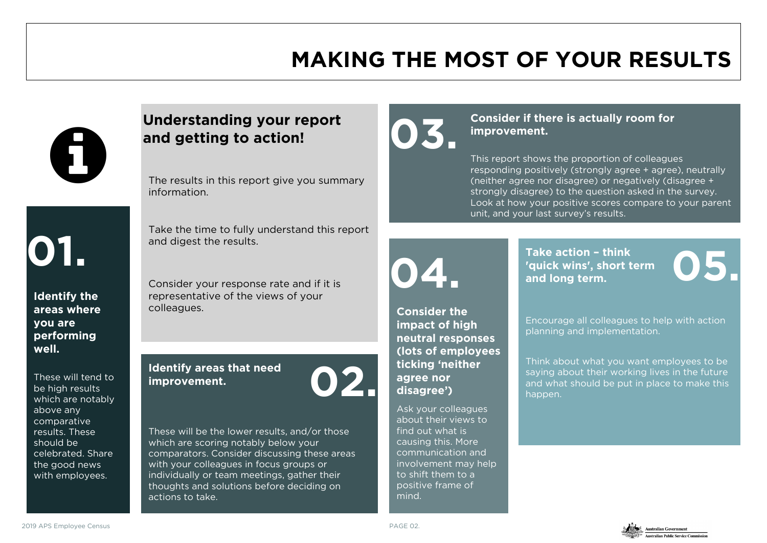# MAKING THE MOST OF YOUR RESULTS

## Understanding your report and getting to action!

The results in this report give you summary information.

Take the time to fully understand this report and digest the results.

Consider your response rate and if it is representative of the views of your colleagues.

### 01. Identify the areas where you are performing well.

These will tend to be high results which are notably above any comparative results. These should be celebrated. Share the good news with employees.

### 02. Identify areas that need improvement.

These will be the lower results, and/or those which are scoring notably below your comparators. Consider discussing these areas with your colleagues in focus groups or individually or team meetings, gather their thoughts and solutions before deciding on actions to take.

### 03. Consider if there is actually room for improvement.

This report shows the proportion of colleagues responding positively (strongly agree + agree), neutrally (neither agree nor disagree) or negatively (disagree + strongly disagree) to the question asked in the survey. Look at how your positive scores compare to your parent unit, and your last survey's results.

### 04. Consider the impact of high neutral responses (lots of employees ticking 'neither agree nor disagree')

Ask your colleagues about their views to find out what is causing this. More communication and involvement may help to shift them to a positive frame of mind.

### 05. Take action – think 'quick wins', short term and long term.

Encourage all colleagues to help with action planning and implementation.

Think about what you want employees to be saying about their working lives in the future and what should be put in place to make this happen.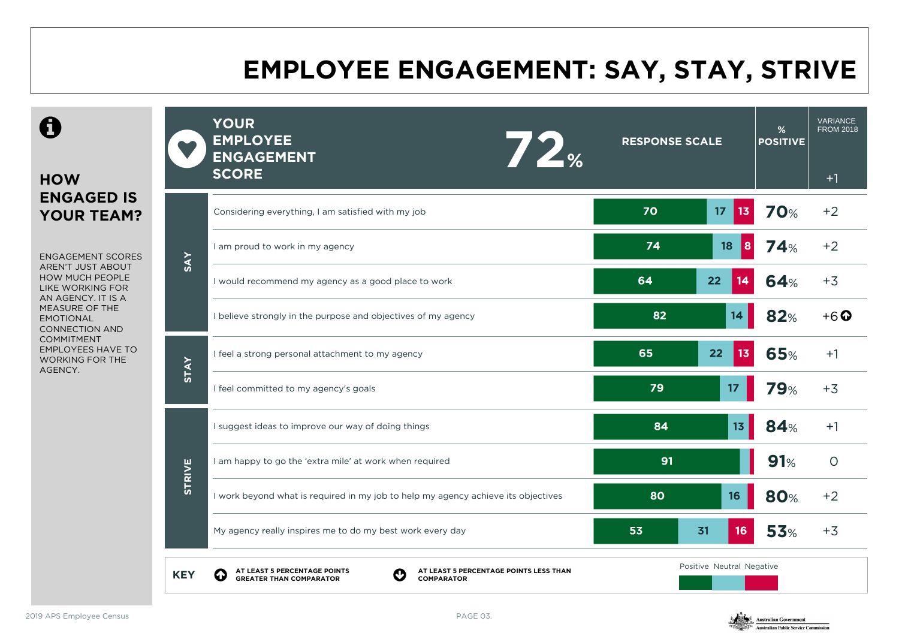# EMPLOYEE ENGAGEMENT: SAY, STAY, STRIVE

## HOW ENGAGED IS YOUR TEAM?

ENGAGEMENT SCORES AREN'T JUST ABOUT HOW MUCH PEOPLE LIKE WORKING FOR AN AGENCY. IT IS A MEASURE OF THE EMOTIONAL CONNECTION AND COMMITMENT EMPLOYEES HAVE TO WORKING FOR THE AGENCY.

**YOUR EMPLOYEE ENGAGEMENT SCORE: 72%** (Variance from 2018: +1)

| | Question | Positive | Neutral | Negative | % Positive | Variance from 2018 |
|---|---|---|---|---|---|---|
| SAY | Considering everything, I am satisfied with my job | 70 | 17 | 13 | 70% | +2 |
| SAY | I am proud to work in my agency | 74 | 18 | 8 | 74% | +2 |
| SAY | I would recommend my agency as a good place to work | 64 | 22 | 14 | 64% | +3 |
| SAY | I believe strongly in the purpose and objectives of my agency | 82 | 14 | | 82% | +6 ↑ |
| STAY | I feel a strong personal attachment to my agency | 65 | 22 | 13 | 65% | +1 |
| STAY | I feel committed to my agency's goals | 79 | 17 | | 79% | +3 |
| STRIVE | I suggest ideas to improve our way of doing things | 84 | 13 | | 84% | +1 |
| STRIVE | I am happy to go the 'extra mile' at work when required | 91 | | | 91% | 0 |
| STRIVE | I work beyond what is required in my job to help my agency achieve its objectives | 80 | 16 | | 80% | +2 |
| STRIVE | My agency really inspires me to do my best work every day | 53 | 31 | 16 | 53% | +3 |

**KEY**

- ↑ AT LEAST 5 PERCENTAGE POINTS GREATER THAN COMPARATOR
- ↓ AT LEAST 5 PERCENTAGE POINTS LESS THAN COMPARATOR
- Positive / Neutral / Negative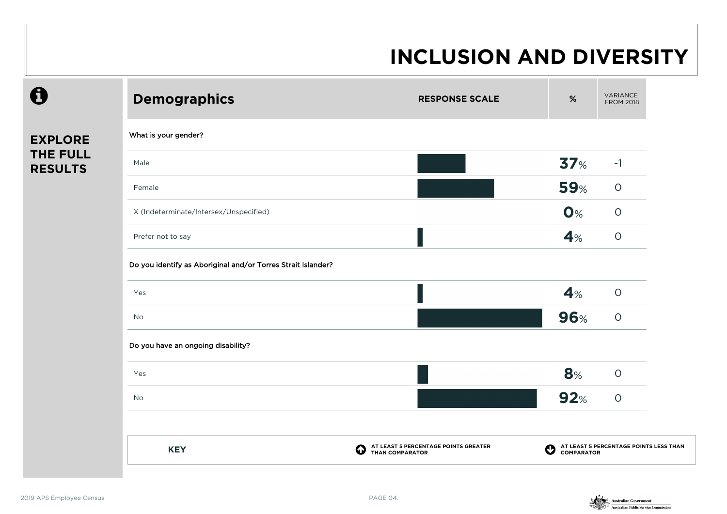# INCLUSION AND DIVERSITY

**EXPLORE THE FULL RESULTS**

## Demographics

| | RESPONSE SCALE | % | VARIANCE FROM 2018 |
|---|---|---|---|
| **What is your gender?** | | | |
| Male | | **37**% | -1 |
| Female | | **59**% | 0 |
| X (Indeterminate/Intersex/Unspecified) | | **0**% | 0 |
| Prefer not to say | | **4**% | 0 |
| **Do you identify as Aboriginal and/or Torres Strait Islander?** | | | |
| Yes | | **4**% | 0 |
| No | | **96**% | 0 |
| **Do you have an ongoing disability?** | | | |
| Yes | | **8**% | 0 |
| No | | **92**% | 0 |

**KEY**

- AT LEAST 5 PERCENTAGE POINTS GREATER THAN COMPARATOR
- AT LEAST 5 PERCENTAGE POINTS LESS THAN COMPARATOR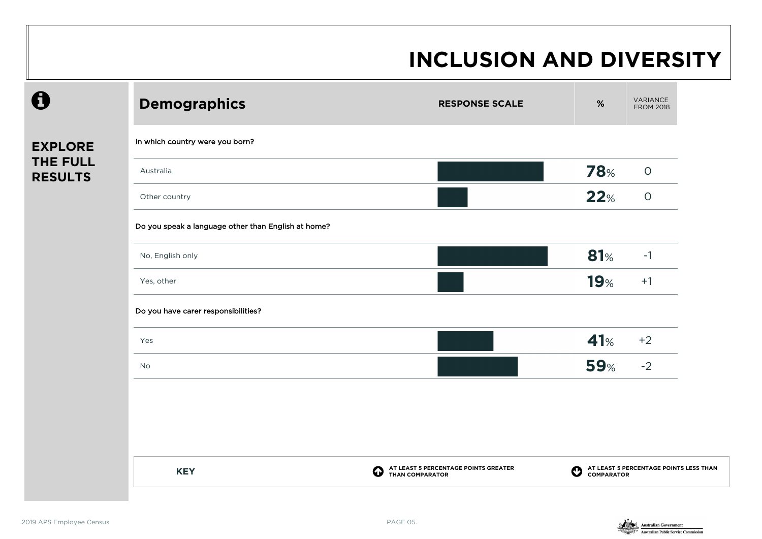# INCLUSION AND DIVERSITY

**EXPLORE THE FULL RESULTS**

## Demographics

| Demographics | % | VARIANCE FROM 2018 |
|---|---|---|
| **In which country were you born?** | | |
| Australia | **78**% | 0 |
| Other country | **22**% | 0 |
| **Do you speak a language other than English at home?** | | |
| No, English only | **81**% | -1 |
| Yes, other | **19**% | +1 |
| **Do you have carer responsibilities?** | | |
| Yes | **41**% | +2 |
| No | **59**% | -2 |

**KEY**

- AT LEAST 5 PERCENTAGE POINTS GREATER THAN COMPARATOR
- AT LEAST 5 PERCENTAGE POINTS LESS THAN COMPARATOR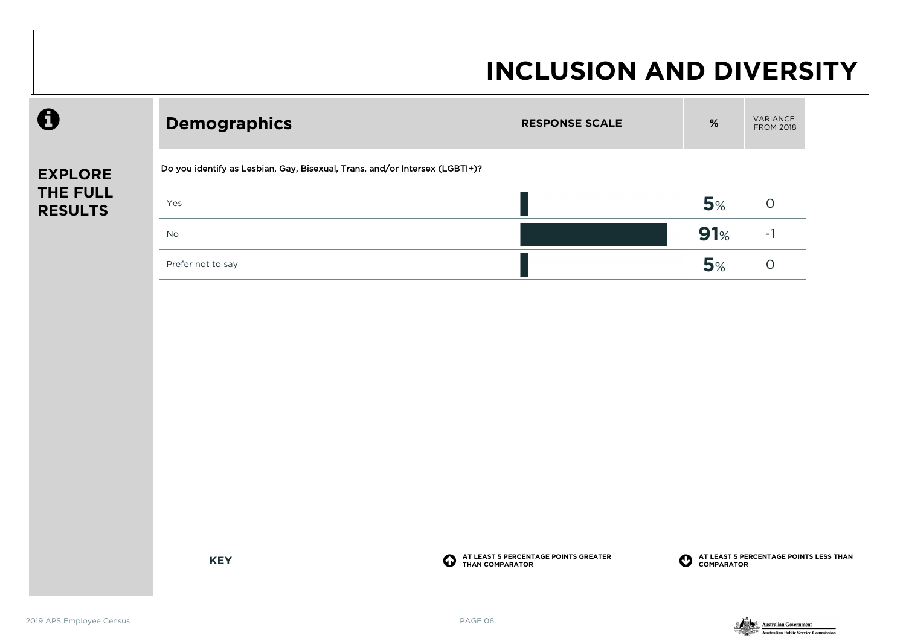# INCLUSION AND DIVERSITY

**EXPLORE THE FULL RESULTS**

## Demographics

Do you identify as Lesbian, Gay, Bisexual, Trans, and/or Intersex (LGBTI+)?

| Demographics | % | VARIANCE FROM 2018 |
|---|---|---|
| Yes | **5**% | 0 |
| No | **91**% | -1 |
| Prefer not to say | **5**% | 0 |

**KEY**

- AT LEAST 5 PERCENTAGE POINTS GREATER THAN COMPARATOR
- AT LEAST 5 PERCENTAGE POINTS LESS THAN COMPARATOR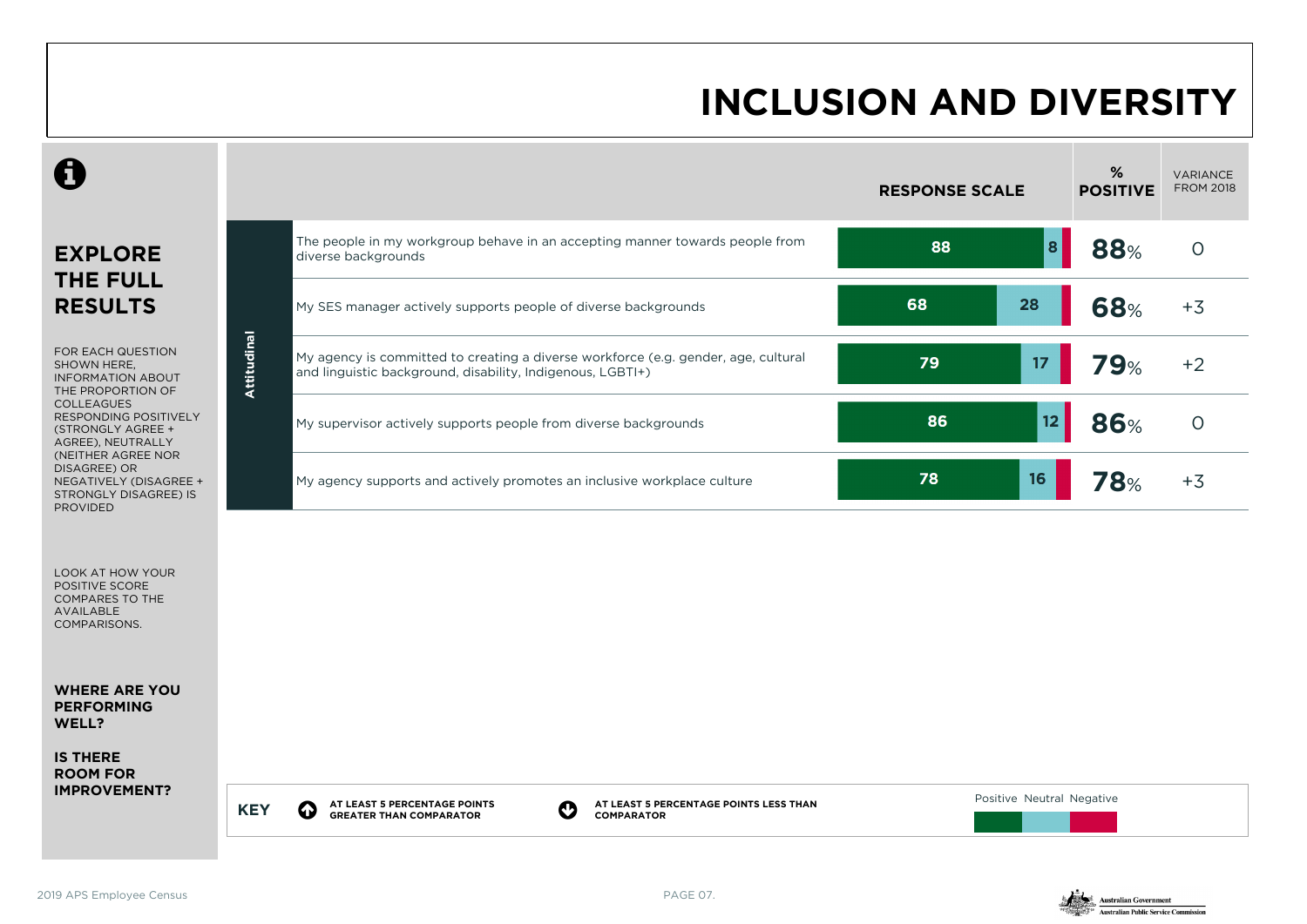# INCLUSION AND DIVERSITY

## EXPLORE THE FULL RESULTS

FOR EACH QUESTION SHOWN HERE, INFORMATION ABOUT THE PROPORTION OF COLLEAGUES RESPONDING POSITIVELY (STRONGLY AGREE + AGREE), NEUTRALLY (NEITHER AGREE NOR DISAGREE) OR NEGATIVELY (DISAGREE + STRONGLY DISAGREE) IS PROVIDED

LOOK AT HOW YOUR POSITIVE SCORE COMPARES TO THE AVAILABLE COMPARISONS.

**WHERE ARE YOU PERFORMING WELL?**

**IS THERE ROOM FOR IMPROVEMENT?**

| | Question | Response scale (Positive) | Response scale (Neutral) | % Positive | Variance from 2018 |
|---|---|---|---|---|---|
| Attitudinal | The people in my workgroup behave in an accepting manner towards people from diverse backgrounds | 88 | 8 | 88% | 0 |
| Attitudinal | My SES manager actively supports people of diverse backgrounds | 68 | 28 | 68% | +3 |
| Attitudinal | My agency is committed to creating a diverse workforce (e.g. gender, age, cultural and linguistic background, disability, Indigenous, LGBTI+) | 79 | 17 | 79% | +2 |
| Attitudinal | My supervisor actively supports people from diverse backgrounds | 86 | 12 | 86% | 0 |
| Attitudinal | My agency supports and actively promotes an inclusive workplace culture | 78 | 16 | 78% | +3 |

**KEY**

- AT LEAST 5 PERCENTAGE POINTS GREATER THAN COMPARATOR
- AT LEAST 5 PERCENTAGE POINTS LESS THAN COMPARATOR

Positive Neutral Negative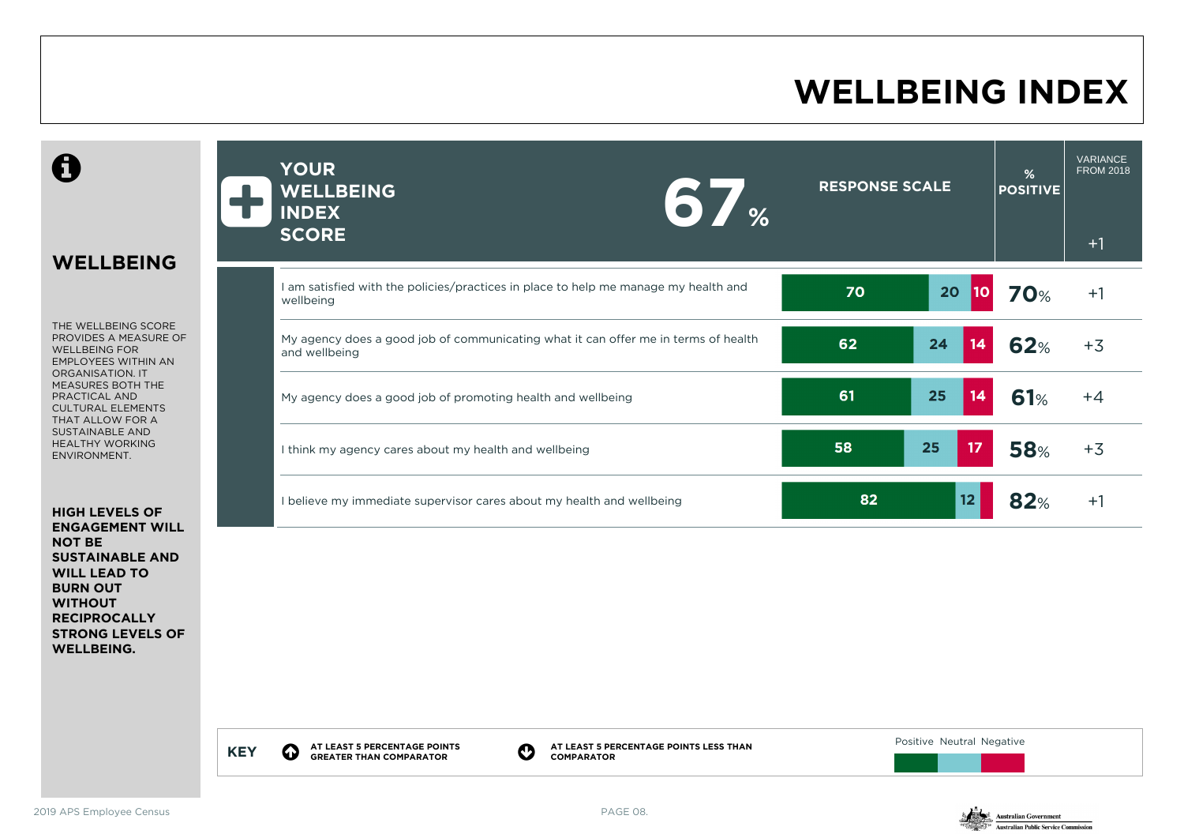# WELLBEING INDEX

## WELLBEING

THE WELLBEING SCORE PROVIDES A MEASURE OF WELLBEING FOR EMPLOYEES WITHIN AN ORGANISATION. IT MEASURES BOTH THE PRACTICAL AND CULTURAL ELEMENTS THAT ALLOW FOR A SUSTAINABLE AND HEALTHY WORKING ENVIRONMENT.

**HIGH LEVELS OF ENGAGEMENT WILL NOT BE SUSTAINABLE AND WILL LEAD TO BURN OUT WITHOUT RECIPROCALLY STRONG LEVELS OF WELLBEING.**

**YOUR WELLBEING INDEX SCORE: 67%** (Variance from 2018: +1)

| Item | Positive | Neutral | Negative | % Positive | Variance from 2018 |
|---|---|---|---|---|---|
| I am satisfied with the policies/practices in place to help me manage my health and wellbeing | 70 | 20 | 10 | 70% | +1 |
| My agency does a good job of communicating what it can offer me in terms of health and wellbeing | 62 | 24 | 14 | 62% | +3 |
| My agency does a good job of promoting health and wellbeing | 61 | 25 | 14 | 61% | +4 |
| I think my agency cares about my health and wellbeing | 58 | 25 | 17 | 58% | +3 |
| I believe my immediate supervisor cares about my health and wellbeing | 82 | 12 | | 82% | +1 |

**KEY**

- AT LEAST 5 PERCENTAGE POINTS GREATER THAN COMPARATOR
- AT LEAST 5 PERCENTAGE POINTS LESS THAN COMPARATOR
- Positive / Neutral / Negative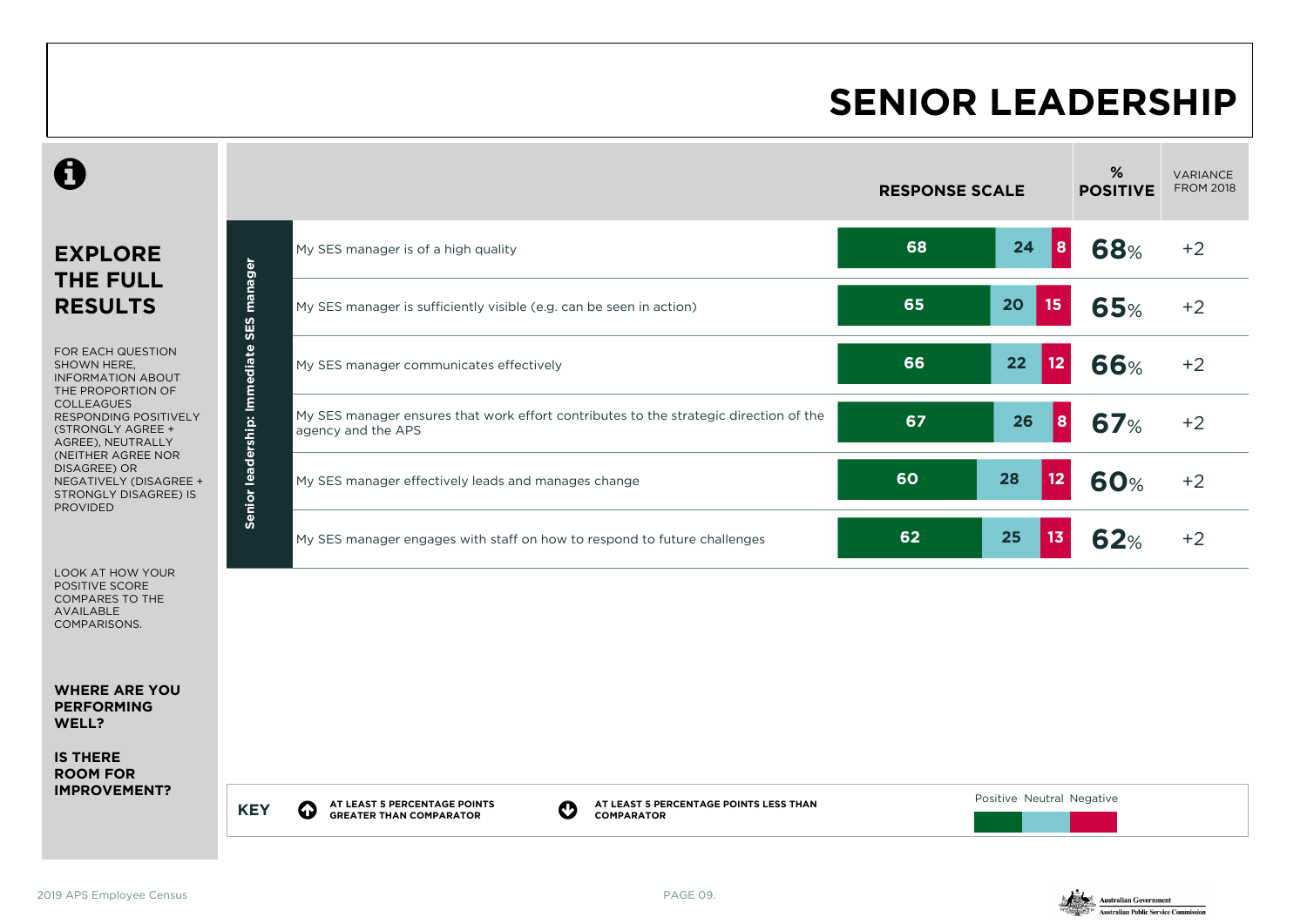# SENIOR LEADERSHIP

## EXPLORE THE FULL RESULTS

FOR EACH QUESTION SHOWN HERE, INFORMATION ABOUT THE PROPORTION OF COLLEAGUES RESPONDING POSITIVELY (STRONGLY AGREE + AGREE), NEUTRALLY (NEITHER AGREE NOR DISAGREE) OR NEGATIVELY (DISAGREE + STRONGLY DISAGREE) IS PROVIDED

LOOK AT HOW YOUR POSITIVE SCORE COMPARES TO THE AVAILABLE COMPARISONS.

**WHERE ARE YOU PERFORMING WELL?**

**IS THERE ROOM FOR IMPROVEMENT?**

**Senior leadership: Immediate SES manager**

| Question | Positive | Neutral | Negative | % POSITIVE | VARIANCE FROM 2018 |
|---|---|---|---|---|---|
| My SES manager is of a high quality | 68 | 24 | 8 | 68% | +2 |
| My SES manager is sufficiently visible (e.g. can be seen in action) | 65 | 20 | 15 | 65% | +2 |
| My SES manager communicates effectively | 66 | 22 | 12 | 66% | +2 |
| My SES manager ensures that work effort contributes to the strategic direction of the agency and the APS | 67 | 26 | 8 | 67% | +2 |
| My SES manager effectively leads and manages change | 60 | 28 | 12 | 60% | +2 |
| My SES manager engages with staff on how to respond to future challenges | 62 | 25 | 13 | 62% | +2 |

**KEY**

- AT LEAST 5 PERCENTAGE POINTS GREATER THAN COMPARATOR
- AT LEAST 5 PERCENTAGE POINTS LESS THAN COMPARATOR

Positive Neutral Negative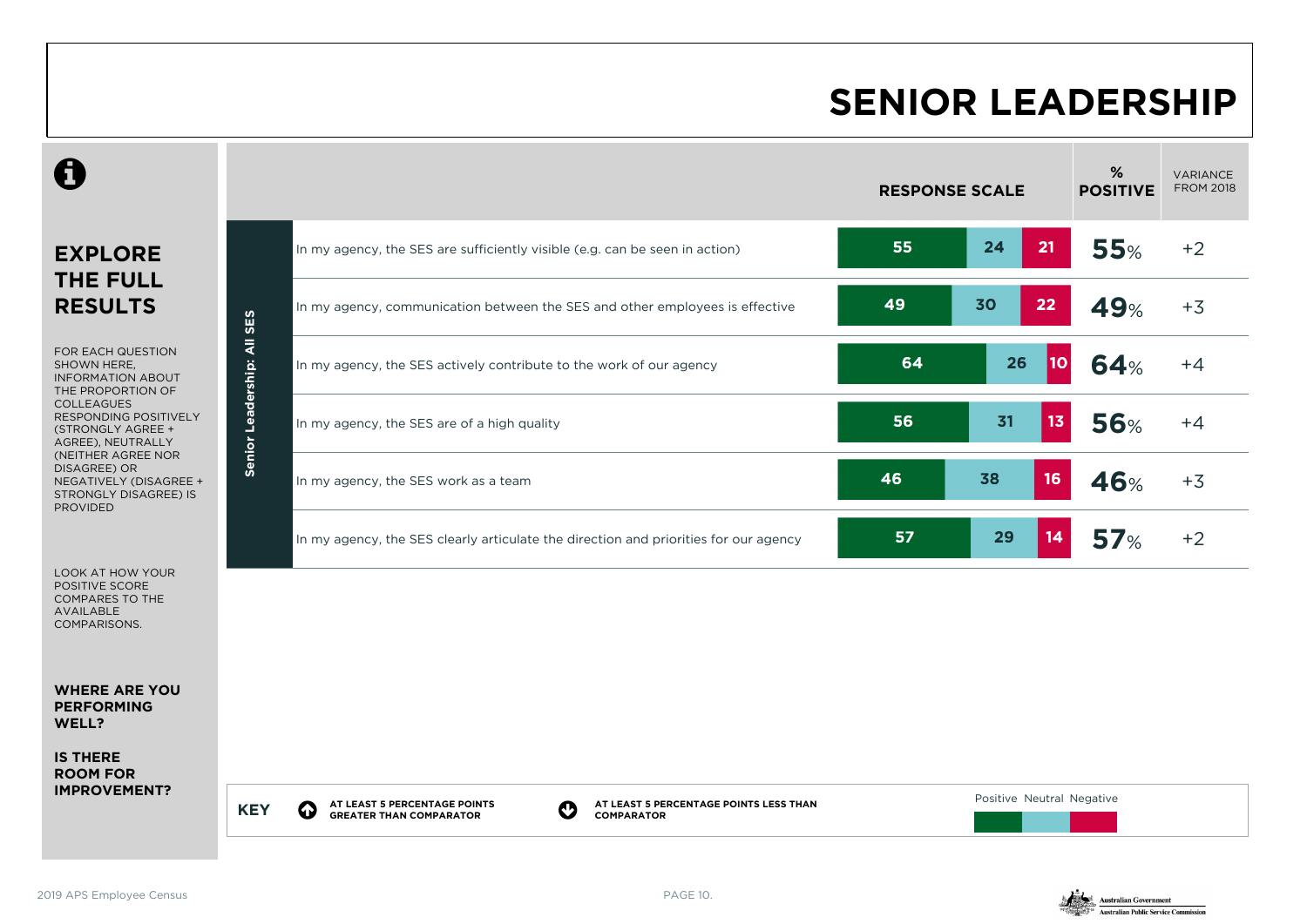# SENIOR LEADERSHIP

## EXPLORE THE FULL RESULTS

FOR EACH QUESTION SHOWN HERE, INFORMATION ABOUT THE PROPORTION OF COLLEAGUES RESPONDING POSITIVELY (STRONGLY AGREE + AGREE), NEUTRALLY (NEITHER AGREE NOR DISAGREE) OR NEGATIVELY (DISAGREE + STRONGLY DISAGREE) IS PROVIDED

LOOK AT HOW YOUR POSITIVE SCORE COMPARES TO THE AVAILABLE COMPARISONS.

**WHERE ARE YOU PERFORMING WELL?**

**IS THERE ROOM FOR IMPROVEMENT?**

**Senior Leadership: All SES**

| Question | Positive | Neutral | Negative | % POSITIVE | VARIANCE FROM 2018 |
|---|---|---|---|---|---|
| In my agency, the SES are sufficiently visible (e.g. can be seen in action) | 55 | 24 | 21 | 55% | +2 |
| In my agency, communication between the SES and other employees is effective | 49 | 30 | 22 | 49% | +3 |
| In my agency, the SES actively contribute to the work of our agency | 64 | 26 | 10 | 64% | +4 |
| In my agency, the SES are of a high quality | 56 | 31 | 13 | 56% | +4 |
| In my agency, the SES work as a team | 46 | 38 | 16 | 46% | +3 |
| In my agency, the SES clearly articulate the direction and priorities for our agency | 57 | 29 | 14 | 57% | +2 |

**KEY**

- AT LEAST 5 PERCENTAGE POINTS GREATER THAN COMPARATOR
- AT LEAST 5 PERCENTAGE POINTS LESS THAN COMPARATOR

Positive Neutral Negative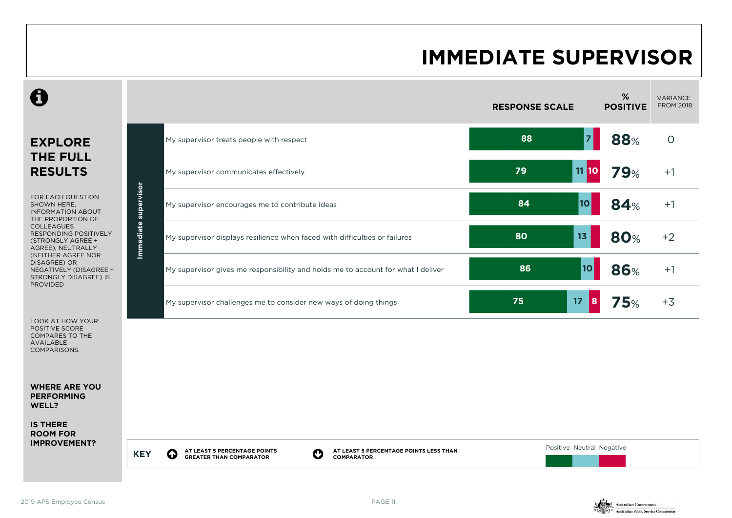# IMMEDIATE SUPERVISOR

## EXPLORE THE FULL RESULTS

FOR EACH QUESTION SHOWN HERE, INFORMATION ABOUT THE PROPORTION OF COLLEAGUES RESPONDING POSITIVELY (STRONGLY AGREE + AGREE), NEUTRALLY (NEITHER AGREE NOR DISAGREE) OR NEGATIVELY (DISAGREE + STRONGLY DISAGREE) IS PROVIDED

LOOK AT HOW YOUR POSITIVE SCORE COMPARES TO THE AVAILABLE COMPARISONS.

**WHERE ARE YOU PERFORMING WELL?**

**IS THERE ROOM FOR IMPROVEMENT?**

| | | RESPONSE SCALE (Positive) | Neutral | Negative | % POSITIVE | VARIANCE FROM 2018 |
|---|---|---|---|---|---|---|
| Immediate supervisor | My supervisor treats people with respect | 88 | 7 | | 88% | 0 |
| | My supervisor communicates effectively | 79 | 11 | 10 | 79% | +1 |
| | My supervisor encourages me to contribute ideas | 84 | 10 | | 84% | +1 |
| | My supervisor displays resilience when faced with difficulties or failures | 80 | 13 | | 80% | +2 |
| | My supervisor gives me responsibility and holds me to account for what I deliver | 86 | 10 | | 86% | +1 |
| | My supervisor challenges me to consider new ways of doing things | 75 | 17 | 8 | 75% | +3 |

**KEY**

- AT LEAST 5 PERCENTAGE POINTS GREATER THAN COMPARATOR
- AT LEAST 5 PERCENTAGE POINTS LESS THAN COMPARATOR

Positive Neutral Negative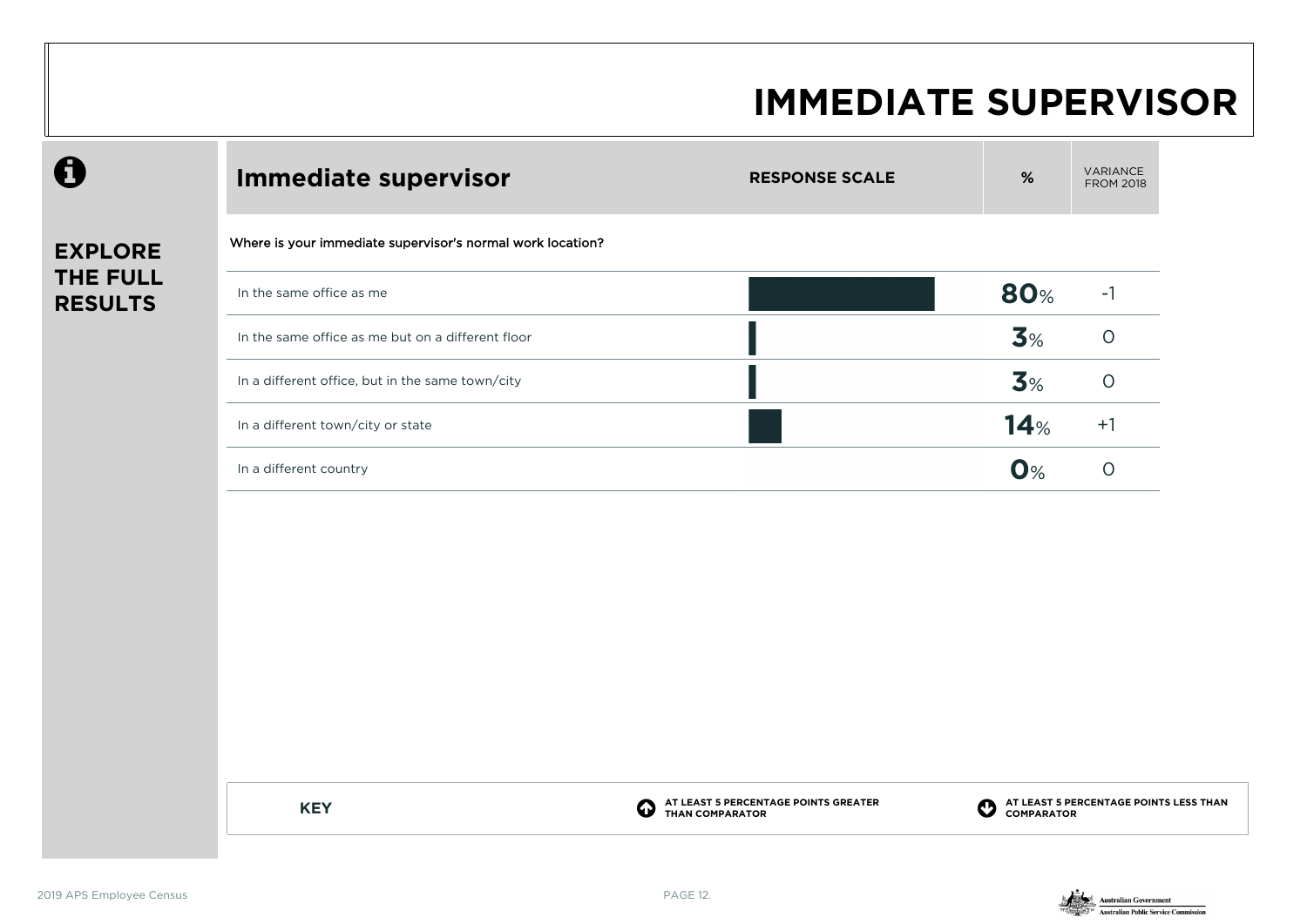# IMMEDIATE SUPERVISOR

**EXPLORE THE FULL RESULTS**

| Immediate supervisor | RESPONSE SCALE | % | VARIANCE FROM 2018 |
|---|---|---|---|
| **Where is your immediate supervisor's normal work location?** | | | |
| In the same office as me | | **80**% | -1 |
| In the same office as me but on a different floor | | **3**% | 0 |
| In a different office, but in the same town/city | | **3**% | 0 |
| In a different town/city or state | | **14**% | +1 |
| In a different country | | **0**% | 0 |

**KEY**

AT LEAST 5 PERCENTAGE POINTS GREATER THAN COMPARATOR

AT LEAST 5 PERCENTAGE POINTS LESS THAN COMPARATOR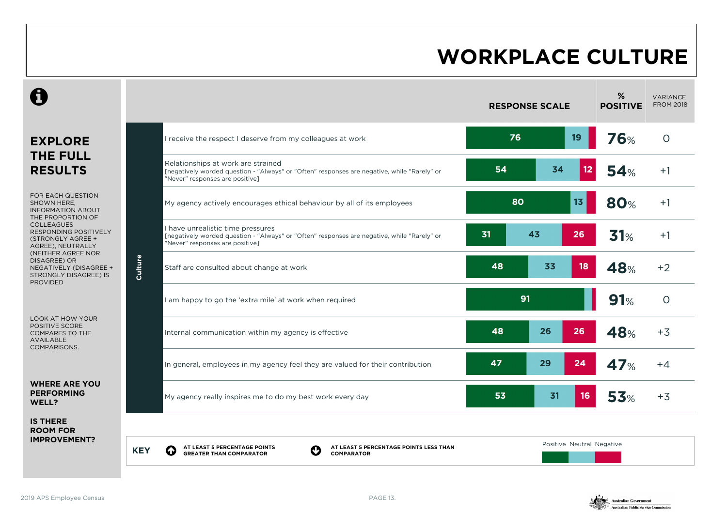# WORKPLACE CULTURE

## EXPLORE THE FULL RESULTS

FOR EACH QUESTION SHOWN HERE, INFORMATION ABOUT THE PROPORTION OF COLLEAGUES RESPONDING POSITIVELY (STRONGLY AGREE + AGREE), NEUTRALLY (NEITHER AGREE NOR DISAGREE) OR NEGATIVELY (DISAGREE + STRONGLY DISAGREE) IS PROVIDED

LOOK AT HOW YOUR POSITIVE SCORE COMPARES TO THE AVAILABLE COMPARISONS.

**WHERE ARE YOU PERFORMING WELL?**

**IS THERE ROOM FOR IMPROVEMENT?**

| | Question | Response scale: Positive | Neutral | Negative | % Positive | Variance from 2018 |
|---|---|---|---|---|---|---|
| Culture | I receive the respect I deserve from my colleagues at work | 76 | 19 | | 76% | 0 |
| | Relationships at work are strained [negatively worded question - "Always" or "Often" responses are negative, while "Rarely" or "Never" responses are positive] | 54 | 34 | 12 | 54% | +1 |
| | My agency actively encourages ethical behaviour by all of its employees | 80 | 13 | | 80% | +1 |
| | I have unrealistic time pressures [negatively worded question - "Always" or "Often" responses are negative, while "Rarely" or "Never" responses are positive] | 31 | 43 | 26 | 31% | +1 |
| | Staff are consulted about change at work | 48 | 33 | 18 | 48% | +2 |
| | I am happy to go the 'extra mile' at work when required | 91 | | | 91% | 0 |
| | Internal communication within my agency is effective | 48 | 26 | 26 | 48% | +3 |
| | In general, employees in my agency feel they are valued for their contribution | 47 | 29 | 24 | 47% | +4 |
| | My agency really inspires me to do my best work every day | 53 | 31 | 16 | 53% | +3 |

**KEY** AT LEAST 5 PERCENTAGE POINTS GREATER THAN COMPARATOR; AT LEAST 5 PERCENTAGE POINTS LESS THAN COMPARATOR

Positive Neutral Negative

2019 APS Employee Census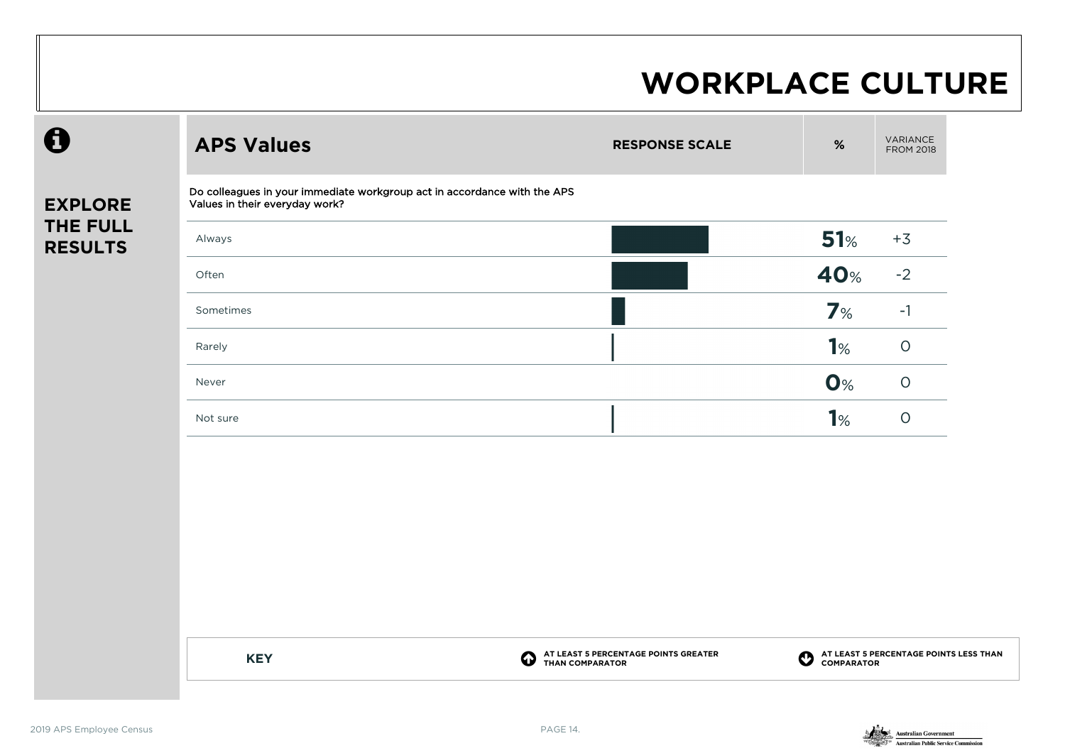# WORKPLACE CULTURE

**EXPLORE THE FULL RESULTS**

## APS Values

Do colleagues in your immediate workgroup act in accordance with the APS Values in their everyday work?

| Response | % | Variance from 2018 |
| --- | --- | --- |
| Always | 51% | +3 |
| Often | 40% | -2 |
| Sometimes | 7% | -1 |
| Rarely | 1% | 0 |
| Never | 0% | 0 |
| Not sure | 1% | 0 |

**KEY**

- AT LEAST 5 PERCENTAGE POINTS GREATER THAN COMPARATOR
- AT LEAST 5 PERCENTAGE POINTS LESS THAN COMPARATOR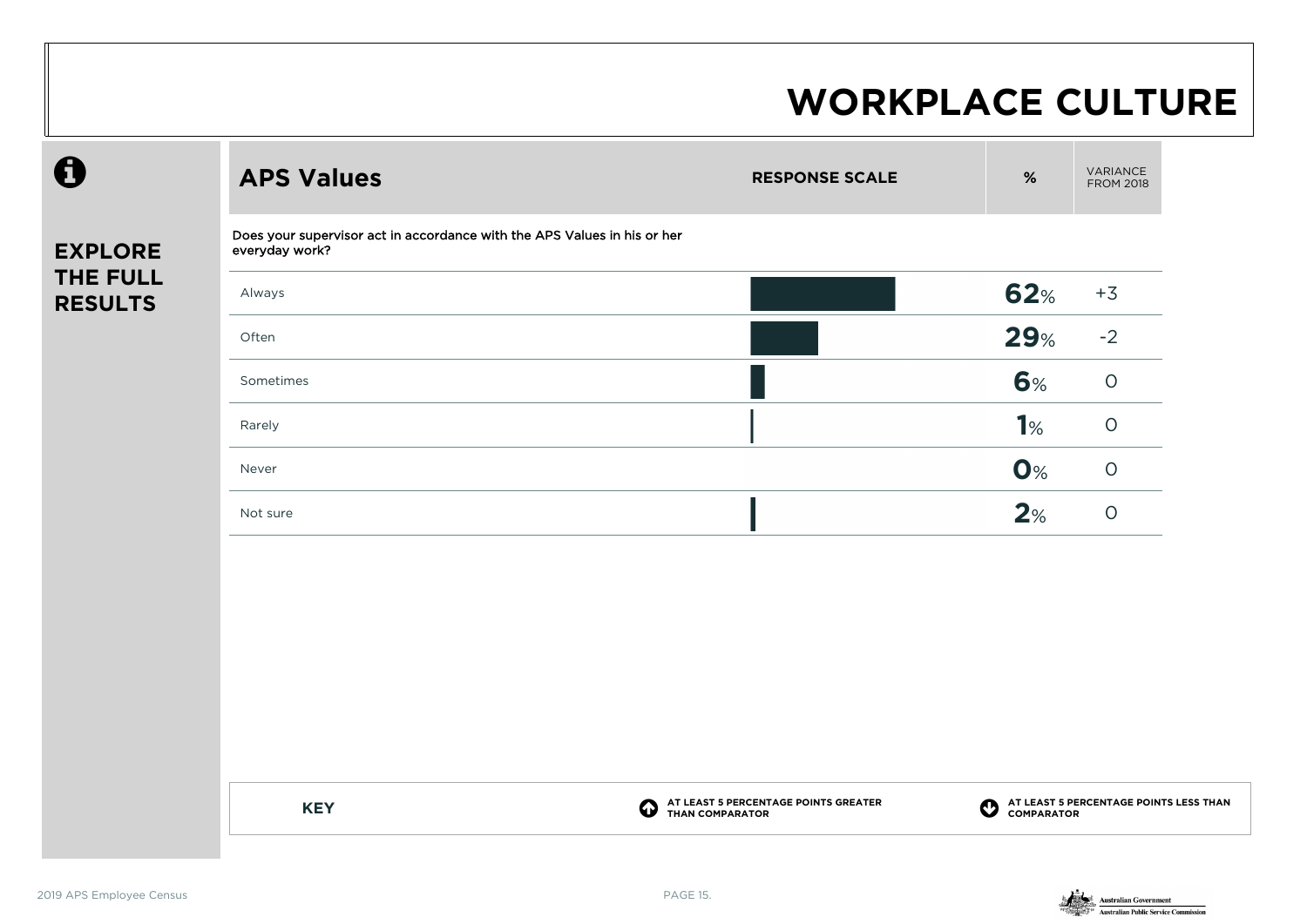# WORKPLACE CULTURE

**EXPLORE THE FULL RESULTS**

## APS Values

| Does your supervisor act in accordance with the APS Values in his or her everyday work? | % | VARIANCE FROM 2018 |
|---|---|---|
| Always | 62% | +3 |
| Often | 29% | -2 |
| Sometimes | 6% | 0 |
| Rarely | 1% | 0 |
| Never | 0% | 0 |
| Not sure | 2% | 0 |

**KEY**

- AT LEAST 5 PERCENTAGE POINTS GREATER THAN COMPARATOR
- AT LEAST 5 PERCENTAGE POINTS LESS THAN COMPARATOR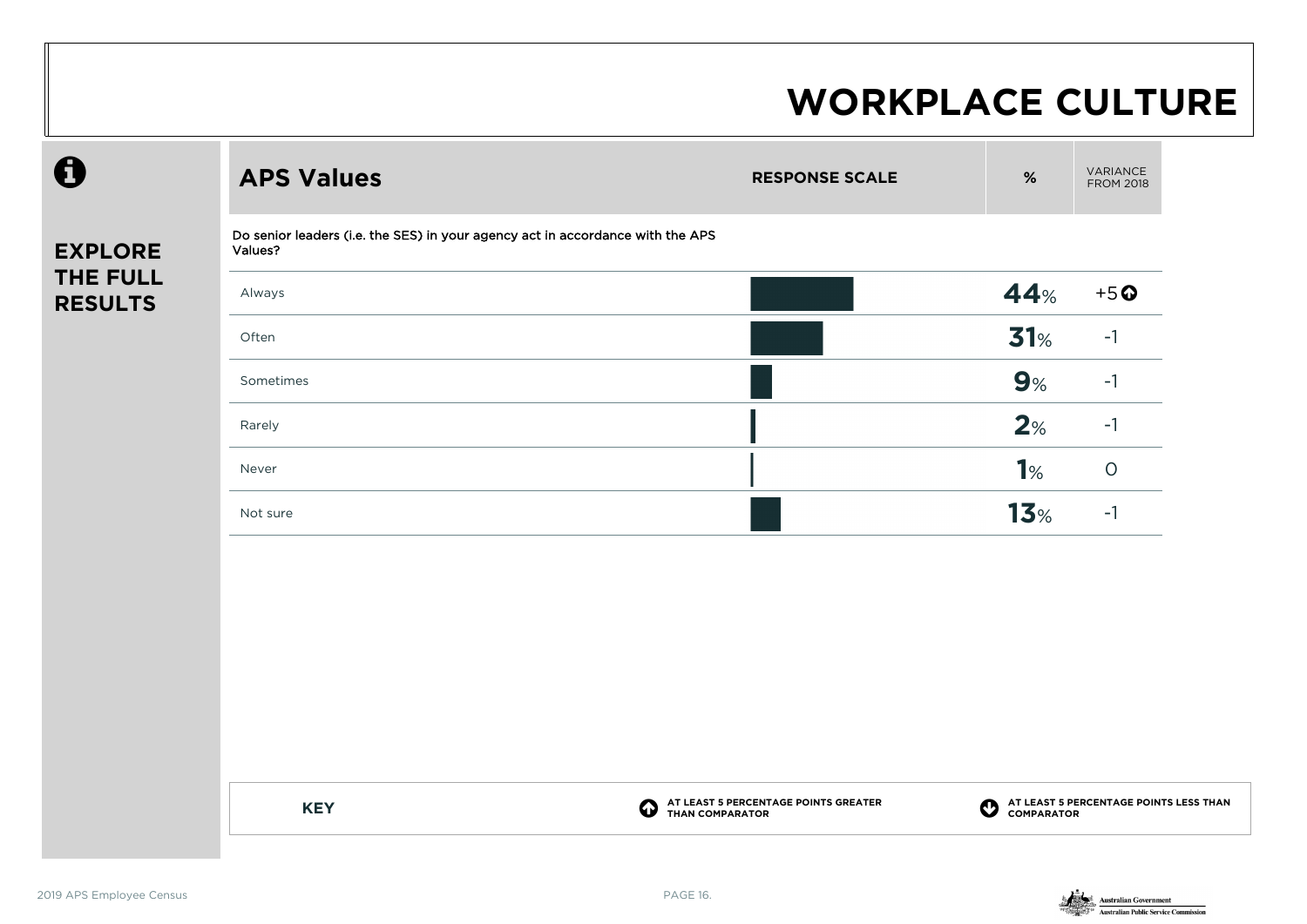# WORKPLACE CULTURE

**EXPLORE THE FULL RESULTS**

## APS Values

| Do senior leaders (i.e. the SES) in your agency act in accordance with the APS Values? | % | VARIANCE FROM 2018 |
|---|---|---|
| Always | 44% | +5 ⬆ |
| Often | 31% | -1 |
| Sometimes | 9% | -1 |
| Rarely | 2% | -1 |
| Never | 1% | 0 |
| Not sure | 13% | -1 |

**KEY**

⬆ AT LEAST 5 PERCENTAGE POINTS GREATER THAN COMPARATOR

⬇ AT LEAST 5 PERCENTAGE POINTS LESS THAN COMPARATOR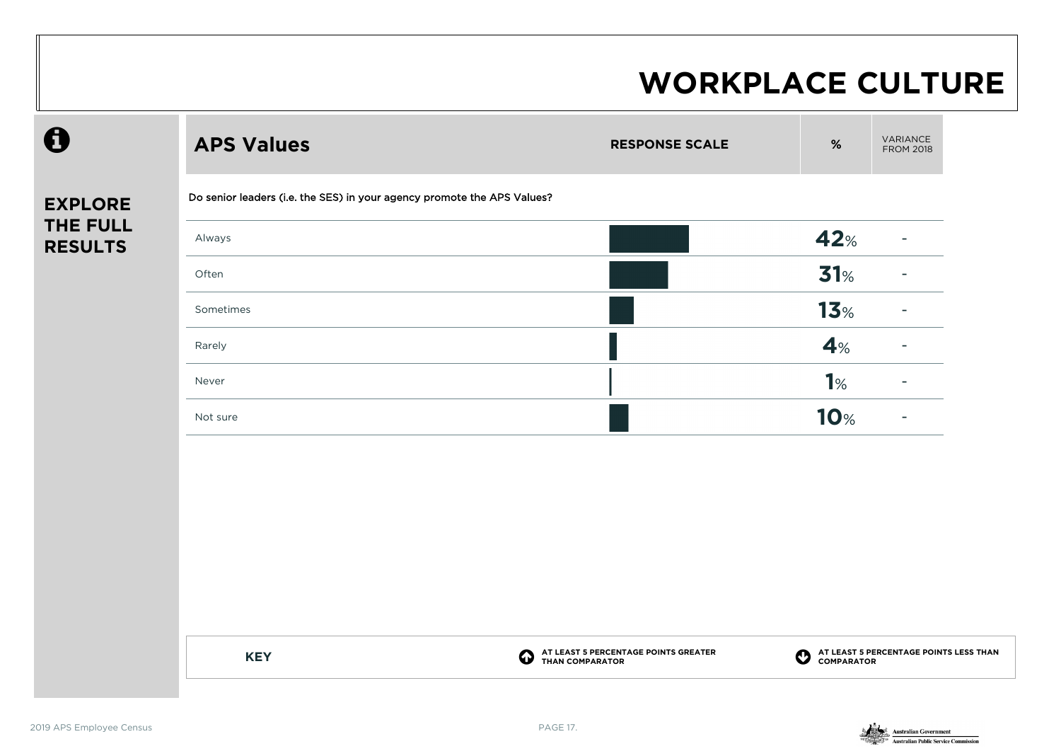# WORKPLACE CULTURE

**EXPLORE THE FULL RESULTS**

## APS Values

Do senior leaders (i.e. the SES) in your agency promote the APS Values?

| RESPONSE SCALE | % | VARIANCE FROM 2018 |
|---|---|---|
| Always | 42% | - |
| Often | 31% | - |
| Sometimes | 13% | - |
| Rarely | 4% | - |
| Never | 1% | - |
| Not sure | 10% | - |

**KEY**

- AT LEAST 5 PERCENTAGE POINTS GREATER THAN COMPARATOR
- AT LEAST 5 PERCENTAGE POINTS LESS THAN COMPARATOR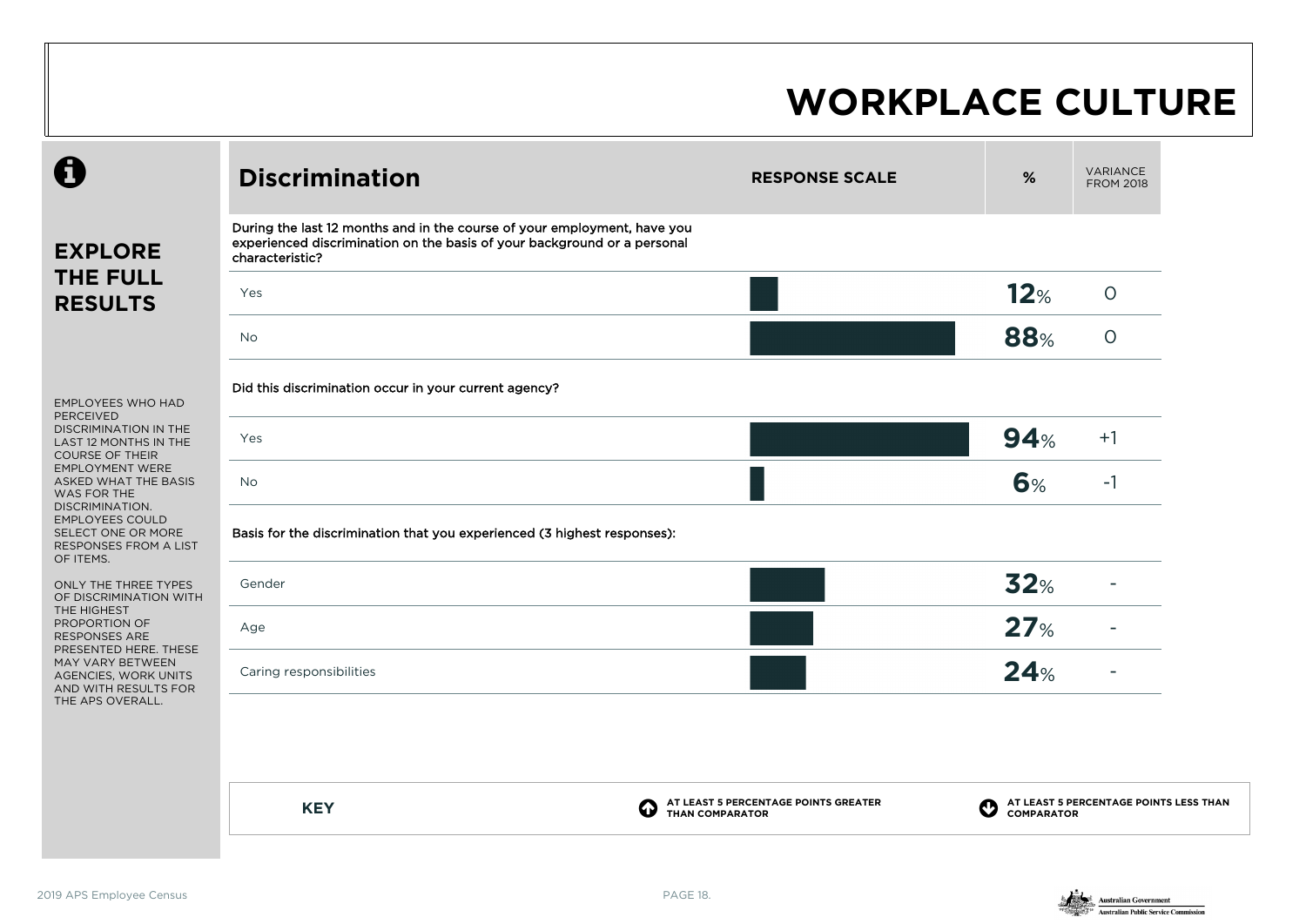# WORKPLACE CULTURE

## EXPLORE THE FULL RESULTS

EMPLOYEES WHO HAD PERCEIVED DISCRIMINATION IN THE LAST 12 MONTHS IN THE COURSE OF THEIR EMPLOYMENT WERE ASKED WHAT THE BASIS WAS FOR THE DISCRIMINATION. EMPLOYEES COULD SELECT ONE OR MORE RESPONSES FROM A LIST OF ITEMS.

ONLY THE THREE TYPES OF DISCRIMINATION WITH THE HIGHEST PROPORTION OF RESPONSES ARE PRESENTED HERE. THESE MAY VARY BETWEEN AGENCIES, WORK UNITS AND WITH RESULTS FOR THE APS OVERALL.

## Discrimination

| Discrimination | RESPONSE SCALE | % | VARIANCE FROM 2018 |
|---|---|---|---|
| **During the last 12 months and in the course of your employment, have you experienced discrimination on the basis of your background or a personal characteristic?** | | | |
| Yes | | **12**% | 0 |
| No | | **88**% | 0 |
| **Did this discrimination occur in your current agency?** | | | |
| Yes | | **94**% | +1 |
| No | | **6**% | -1 |
| **Basis for the discrimination that you experienced (3 highest responses):** | | | |
| Gender | | **32**% | - |
| Age | | **27**% | - |
| Caring responsibilities | | **24**% | - |

**KEY**

AT LEAST 5 PERCENTAGE POINTS GREATER THAN COMPARATOR

AT LEAST 5 PERCENTAGE POINTS LESS THAN COMPARATOR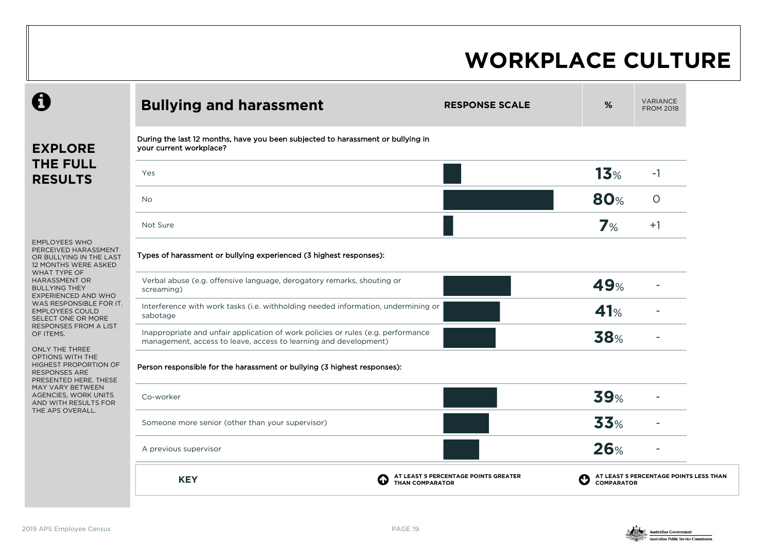# WORKPLACE CLUTURE

## EXPLORE THE FULL RESULTS

EMPLOYEES WHO PERCEIVED HARASSMENT OR BULLYING IN THE LAST 12 MONTHS WERE ASKED WHAT TYPE OF HARASSMENT OR BULLYING THEY EXPERIENCED AND WHO WAS RESPONSIBLE FOR IT. EMPLOYEES COULD SELECT ONE OR MORE RESPONSES FROM A LIST OF ITEMS.

ONLY THE THREE OPTIONS WITH THE HIGHEST PROPORTION OF RESPONSES ARE PRESENTED HERE. THESE MAY VARY BETWEEN AGENCIES, WORK UNITS AND WITH RESULTS FOR THE APS OVERALL.

## Bullying and harassment

| Bullying and harassment | % | VARIANCE FROM 2018 |
|---|---|---|
| **During the last 12 months, have you been subjected to harassment or bullying in your current workplace?** | | |
| Yes | 13% | -1 |
| No | 80% | 0 |
| Not Sure | 7% | +1 |
| **Types of harassment or bullying experienced (3 highest responses):** | | |
| Verbal abuse (e.g. offensive language, derogatory remarks, shouting or screaming) | 49% | - |
| Interference with work tasks (i.e. withholding needed information, undermining or sabotage | 41% | - |
| Inappropriate and unfair application of work policies or rules (e.g. performance management, access to leave, access to learning and development) | 38% | - |
| **Person responsible for the harassment or bullying (3 highest responses):** | | |
| Co-worker | 39% | - |
| Someone more senior (other than your supervisor) | 33% | - |
| A previous supervisor | 26% | - |

**KEY**

- AT LEAST 5 PERCENTAGE POINTS GREATER THAN COMPARATOR
- AT LEAST 5 PERCENTAGE POINTS LESS THAN COMPARATOR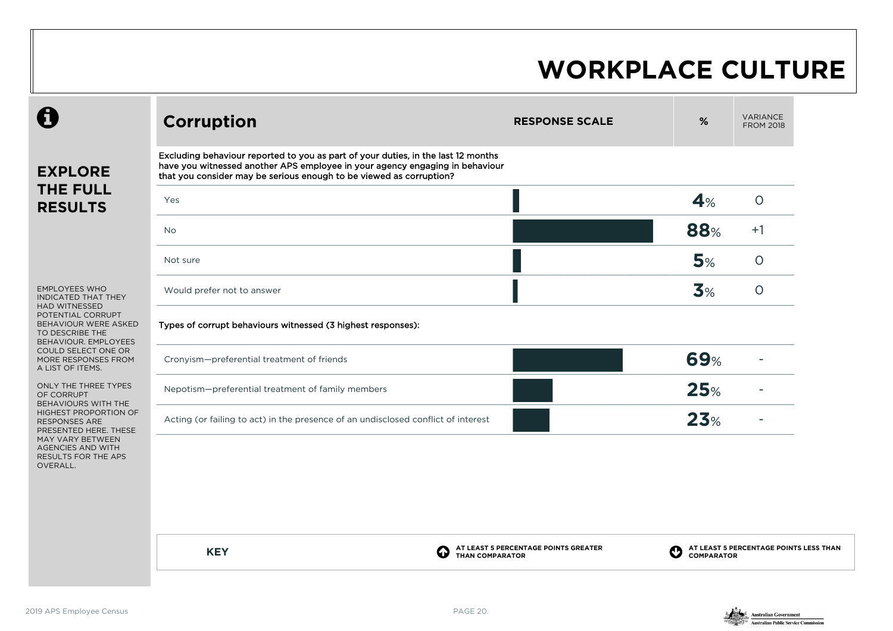# WORKPLACE CULTURE

## EXPLORE THE FULL RESULTS

EMPLOYEES WHO INDICATED THAT THEY HAD WITNESSED POTENTIAL CORRUPT BEHAVIOUR WERE ASKED TO DESCRIBE THE BEHAVIOUR. EMPLOYEES COULD SELECT ONE OR MORE RESPONSES FROM A LIST OF ITEMS.

ONLY THE THREE TYPES OF CORRUPT BEHAVIOURS WITH THE HIGHEST PROPORTION OF RESPONSES ARE PRESENTED HERE. THESE MAY VARY BETWEEN AGENCIES AND WITH RESULTS FOR THE APS OVERALL.

## Corruption

| Corruption | RESPONSE SCALE | % | VARIANCE FROM 2018 |
|---|---|---|---|
| **Excluding behaviour reported to you as part of your duties, in the last 12 months have you witnessed another APS employee in your agency engaging in behaviour that you consider may be serious enough to be viewed as corruption?** | | | |
| Yes | | **4**% | 0 |
| No | | **88**% | +1 |
| Not sure | | **5**% | 0 |
| Would prefer not to answer | | **3**% | 0 |
| **Types of corrupt behaviours witnessed (3 highest responses):** | | | |
| Cronyism—preferential treatment of friends | | **69**% | - |
| Nepotism—preferential treatment of family members | | **25**% | - |
| Acting (or failing to act) in the presence of an undisclosed conflict of interest | | **23**% | - |

**KEY**

- AT LEAST 5 PERCENTAGE POINTS GREATER THAN COMPARATOR
- AT LEAST 5 PERCENTAGE POINTS LESS THAN COMPARATOR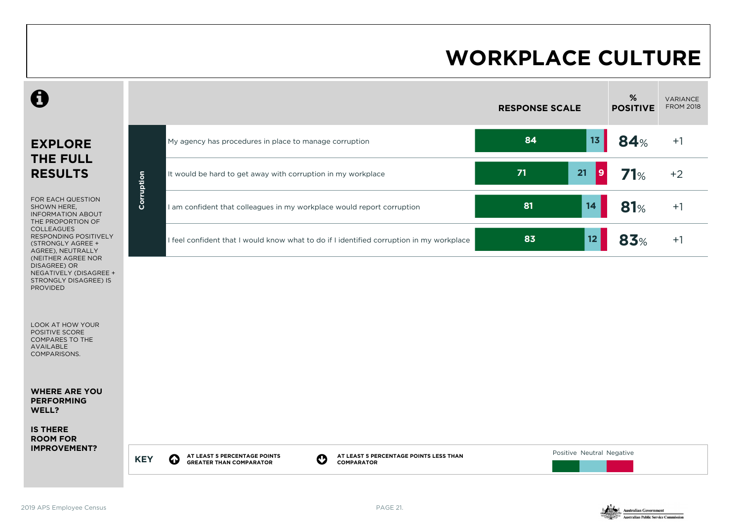# WORKPLACE CULTURE

## EXPLORE THE FULL RESULTS

FOR EACH QUESTION SHOWN HERE, INFORMATION ABOUT THE PROPORTION OF COLLEAGUES RESPONDING POSITIVELY (STRONGLY AGREE + AGREE), NEUTRALLY (NEITHER AGREE NOR DISAGREE) OR NEGATIVELY (DISAGREE + STRONGLY DISAGREE) IS PROVIDED

LOOK AT HOW YOUR POSITIVE SCORE COMPARES TO THE AVAILABLE COMPARISONS.

**WHERE ARE YOU PERFORMING WELL?**

**IS THERE ROOM FOR IMPROVEMENT?**

| | Question | Response Scale (Positive) | Response Scale (Neutral) | Response Scale (Negative) | % Positive | Variance from 2018 |
|---|---|---|---|---|---|---|
| Corruption | My agency has procedures in place to manage corruption | 84 | 13 | | 84% | +1 |
| | It would be hard to get away with corruption in my workplace | 71 | 21 | 9 | 71% | +2 |
| | I am confident that colleagues in my workplace would report corruption | 81 | 14 | | 81% | +1 |
| | I feel confident that I would know what to do if I identified corruption in my workplace | 83 | 12 | | 83% | +1 |

**KEY**

- AT LEAST 5 PERCENTAGE POINTS GREATER THAN COMPARATOR
- AT LEAST 5 PERCENTAGE POINTS LESS THAN COMPARATOR

Positive Neutral Negative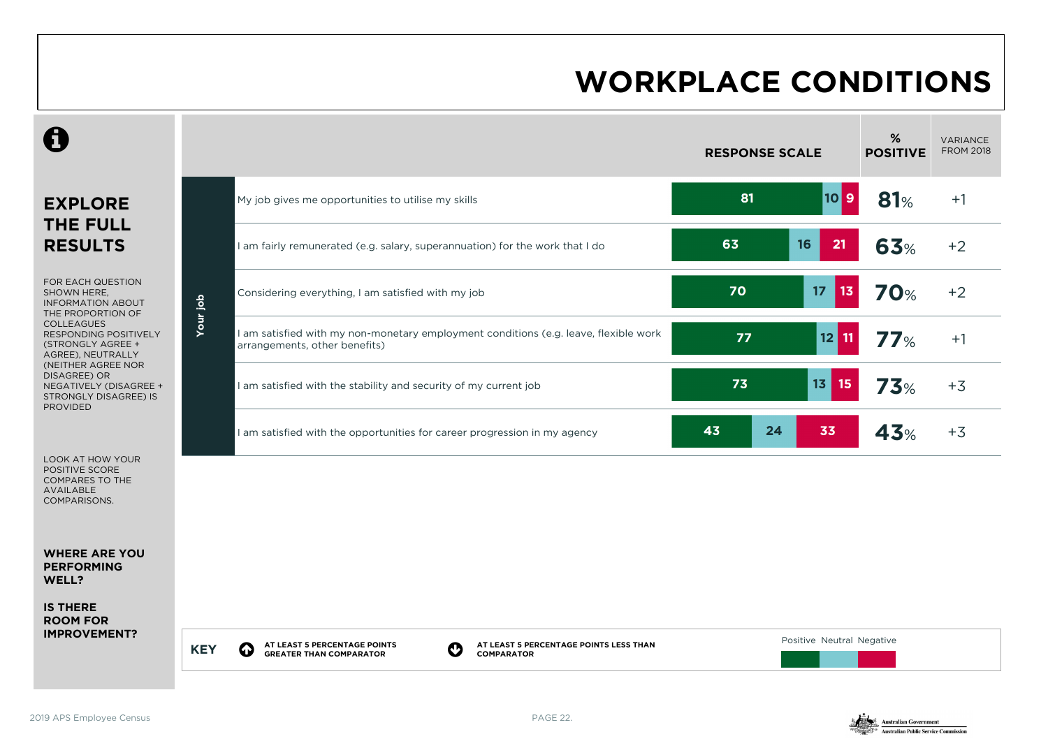# WORKPLACE CONDITIONS

## EXPLORE THE FULL RESULTS

FOR EACH QUESTION SHOWN HERE, INFORMATION ABOUT THE PROPORTION OF COLLEAGUES RESPONDING POSITIVELY (STRONGLY AGREE + AGREE), NEUTRALLY (NEITHER AGREE NOR DISAGREE) OR NEGATIVELY (DISAGREE + STRONGLY DISAGREE) IS PROVIDED

LOOK AT HOW YOUR POSITIVE SCORE COMPARES TO THE AVAILABLE COMPARISONS.

**WHERE ARE YOU PERFORMING WELL?**

**IS THERE ROOM FOR IMPROVEMENT?**

| | Question | Positive | Neutral | Negative | % POSITIVE | VARIANCE FROM 2018 |
|---|---|---|---|---|---|---|
| Your job | My job gives me opportunities to utilise my skills | 81 | 10 | 9 | 81% | +1 |
| | I am fairly remunerated (e.g. salary, superannuation) for the work that I do | 63 | 16 | 21 | 63% | +2 |
| | Considering everything, I am satisfied with my job | 70 | 17 | 13 | 70% | +2 |
| | I am satisfied with my non-monetary employment conditions (e.g. leave, flexible work arrangements, other benefits) | 77 | 12 | 11 | 77% | +1 |
| | I am satisfied with the stability and security of my current job | 73 | 13 | 15 | 73% | +3 |
| | I am satisfied with the opportunities for career progression in my agency | 43 | 24 | 33 | 43% | +3 |

**KEY**

- AT LEAST 5 PERCENTAGE POINTS GREATER THAN COMPARATOR
- AT LEAST 5 PERCENTAGE POINTS LESS THAN COMPARATOR

Positive Neutral Negative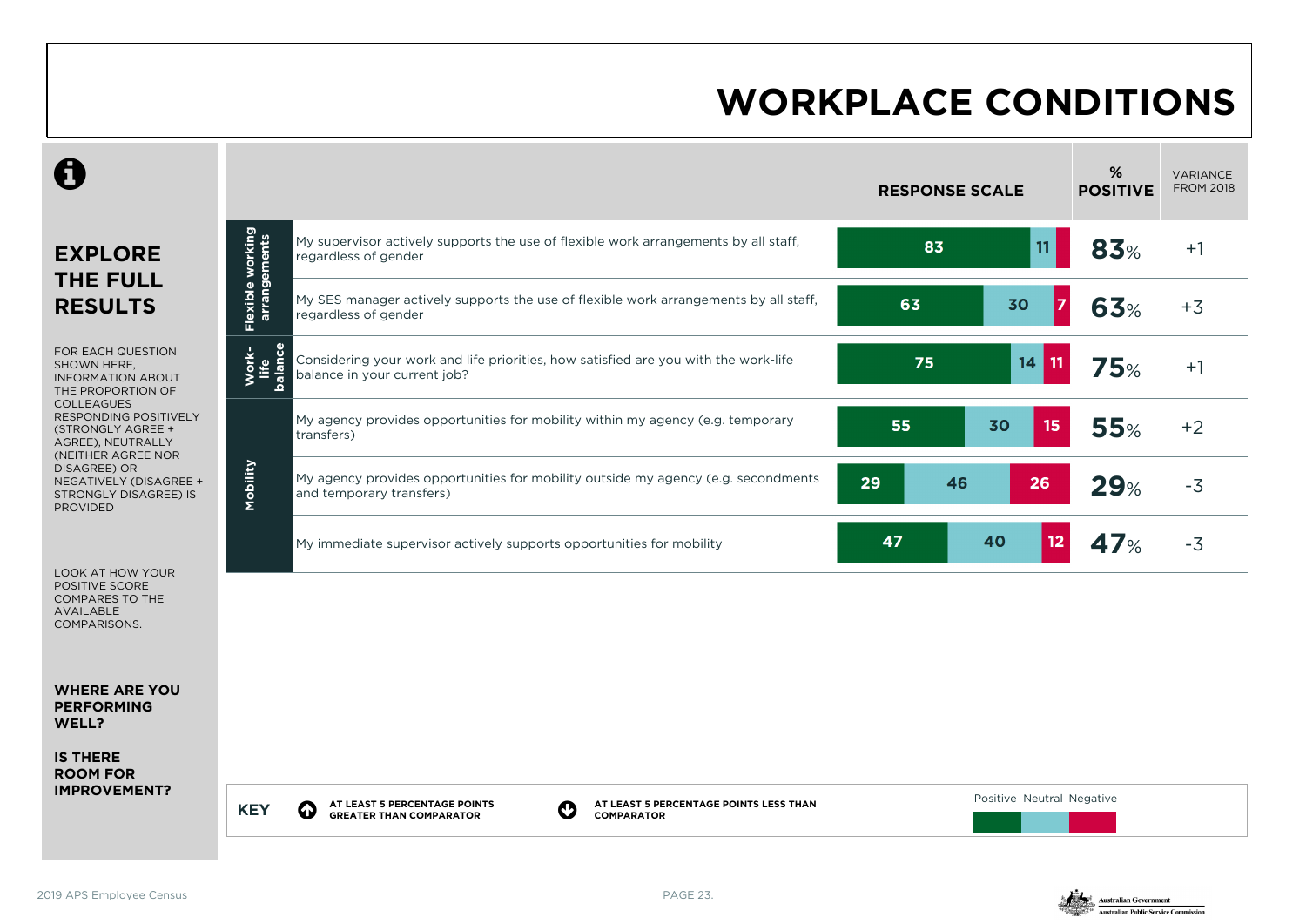# WORKPLACE CONDITIONS

## EXPLORE THE FULL RESULTS

FOR EACH QUESTION SHOWN HERE, INFORMATION ABOUT THE PROPORTION OF COLLEAGUES RESPONDING POSITIVELY (STRONGLY AGREE + AGREE), NEUTRALLY (NEITHER AGREE NOR DISAGREE) OR NEGATIVELY (DISAGREE + STRONGLY DISAGREE) IS PROVIDED

LOOK AT HOW YOUR POSITIVE SCORE COMPARES TO THE AVAILABLE COMPARISONS.

**WHERE ARE YOU PERFORMING WELL?**

**IS THERE ROOM FOR IMPROVEMENT?**

| Category | Question | Positive | Neutral | Negative | % POSITIVE | VARIANCE FROM 2018 |
|---|---|---|---|---|---|---|
| Flexible working arrangements | My supervisor actively supports the use of flexible work arrangements by all staff, regardless of gender | 83 | 11 | | 83% | +1 |
| | My SES manager actively supports the use of flexible work arrangements by all staff, regardless of gender | 63 | 30 | 7 | 63% | +3 |
| Work-life balance | Considering your work and life priorities, how satisfied are you with the work-life balance in your current job? | 75 | 14 | 11 | 75% | +1 |
| Mobility | My agency provides opportunities for mobility within my agency (e.g. temporary transfers) | 55 | 30 | 15 | 55% | +2 |
| | My agency provides opportunities for mobility outside my agency (e.g. secondments and temporary transfers) | 29 | 46 | 26 | 29% | -3 |
| | My immediate supervisor actively supports opportunities for mobility | 47 | 40 | 12 | 47% | -3 |

**KEY**

- AT LEAST 5 PERCENTAGE POINTS GREATER THAN COMPARATOR
- AT LEAST 5 PERCENTAGE POINTS LESS THAN COMPARATOR

Positive Neutral Negative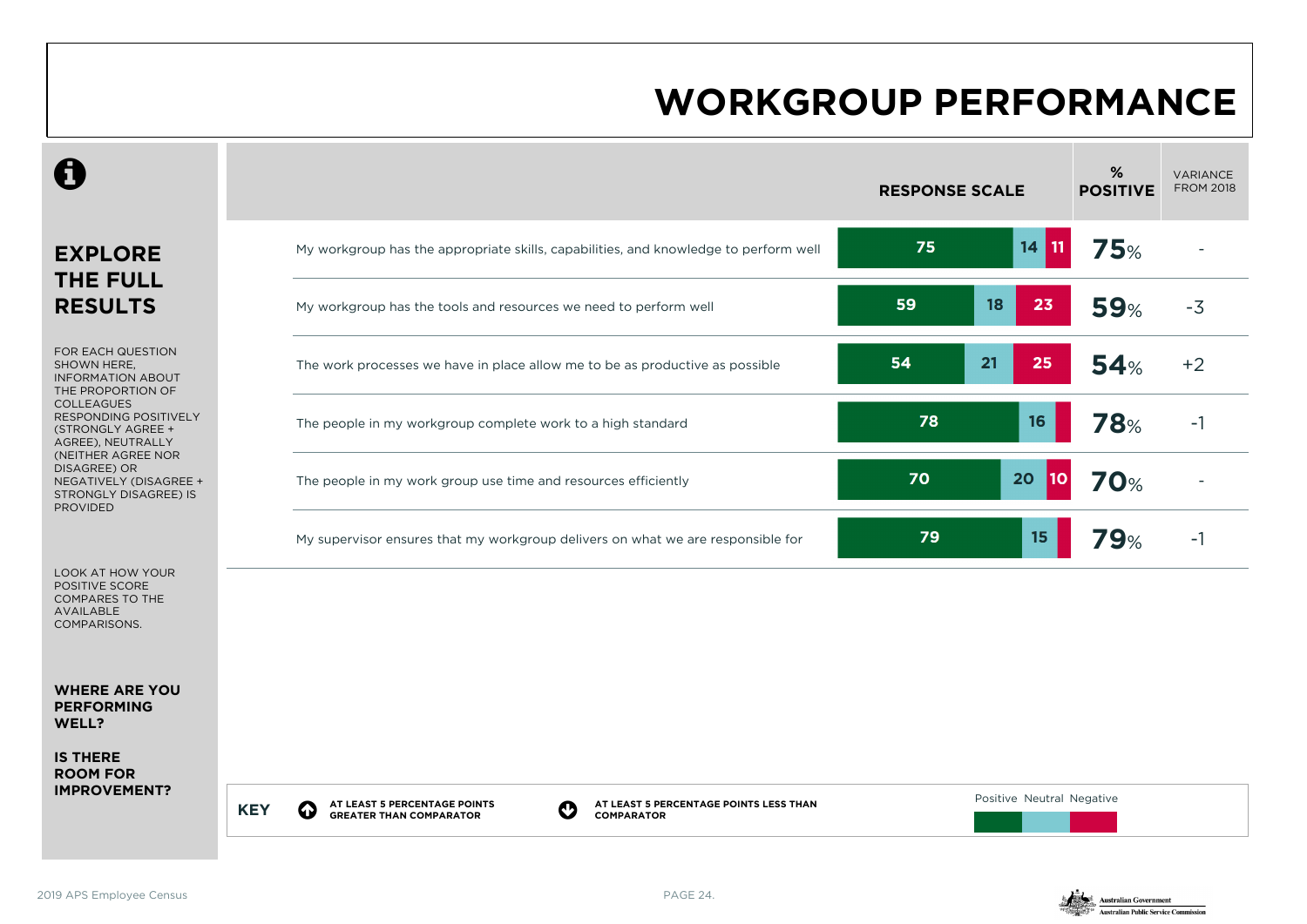# WORKGROUP PERFORMANCE

## EXPLORE THE FULL RESULTS

FOR EACH QUESTION SHOWN HERE, INFORMATION ABOUT THE PROPORTION OF COLLEAGUES RESPONDING POSITIVELY (STRONGLY AGREE + AGREE), NEUTRALLY (NEITHER AGREE NOR DISAGREE) OR NEGATIVELY (DISAGREE + STRONGLY DISAGREE) IS PROVIDED

LOOK AT HOW YOUR POSITIVE SCORE COMPARES TO THE AVAILABLE COMPARISONS.

**WHERE ARE YOU PERFORMING WELL?**

**IS THERE ROOM FOR IMPROVEMENT?**

| | Positive | Neutral | Negative | % POSITIVE | VARIANCE FROM 2018 |
|---|---|---|---|---|---|
| My workgroup has the appropriate skills, capabilities, and knowledge to perform well | 75 | 14 | 11 | 75% | - |
| My workgroup has the tools and resources we need to perform well | 59 | 18 | 23 | 59% | -3 |
| The work processes we have in place allow me to be as productive as possible | 54 | 21 | 25 | 54% | +2 |
| The people in my workgroup complete work to a high standard | 78 | 16 | | 78% | -1 |
| The people in my work group use time and resources efficiently | 70 | 20 | 10 | 70% | - |
| My supervisor ensures that my workgroup delivers on what we are responsible for | 79 | 15 | | 79% | -1 |

**KEY** AT LEAST 5 PERCENTAGE POINTS GREATER THAN COMPARATOR | AT LEAST 5 PERCENTAGE POINTS LESS THAN COMPARATOR

Positive Neutral Negative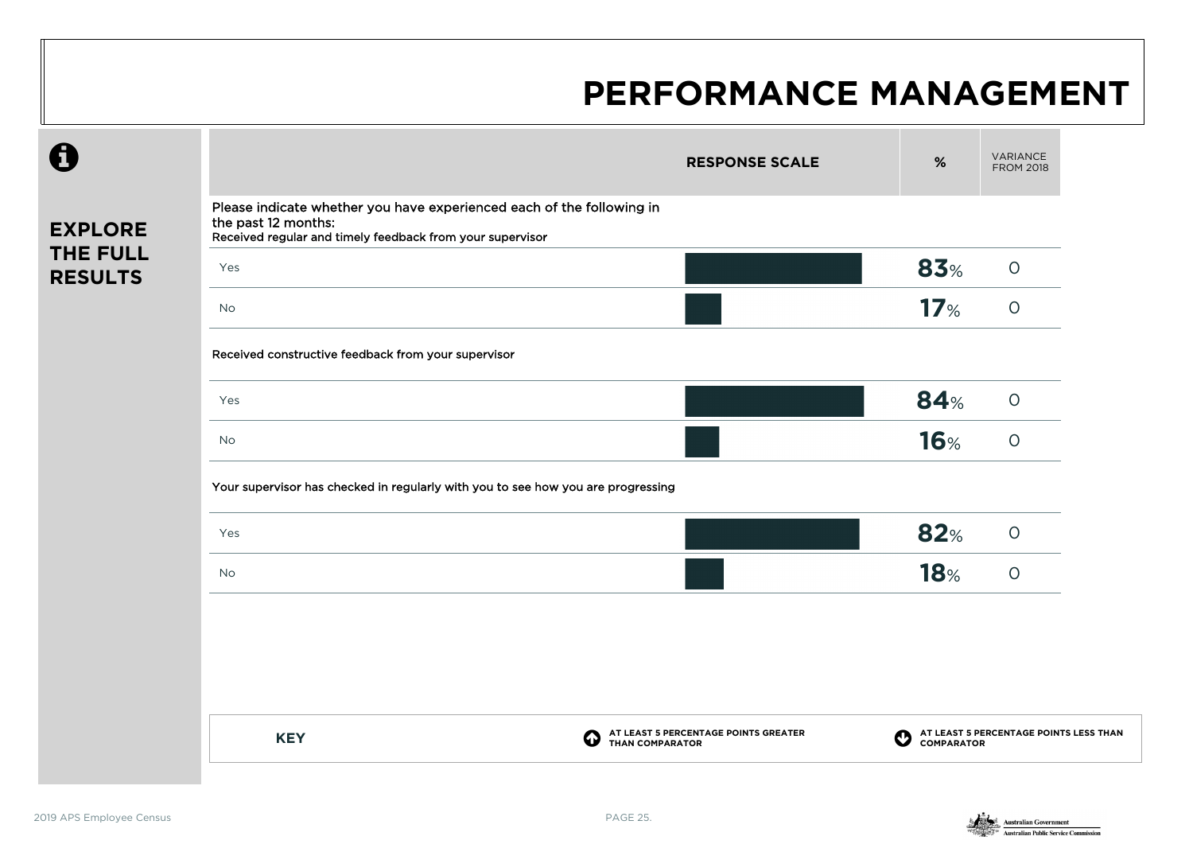# PERFORMANCE MANAGEMENT

**EXPLORE THE FULL RESULTS**

| | RESPONSE SCALE | % | VARIANCE FROM 2018 |
|---|---|---|---|
| **Please indicate whether you have experienced each of the following in the past 12 months: Received regular and timely feedback from your supervisor** | | | |
| Yes | | **83**% | 0 |
| No | | **17**% | 0 |
| **Received constructive feedback from your supervisor** | | | |
| Yes | | **84**% | 0 |
| No | | **16**% | 0 |
| **Your supervisor has checked in regularly with you to see how you are progressing** | | | |
| Yes | | **82**% | 0 |
| No | | **18**% | 0 |

**KEY**

- AT LEAST 5 PERCENTAGE POINTS GREATER THAN COMPARATOR
- AT LEAST 5 PERCENTAGE POINTS LESS THAN COMPARATOR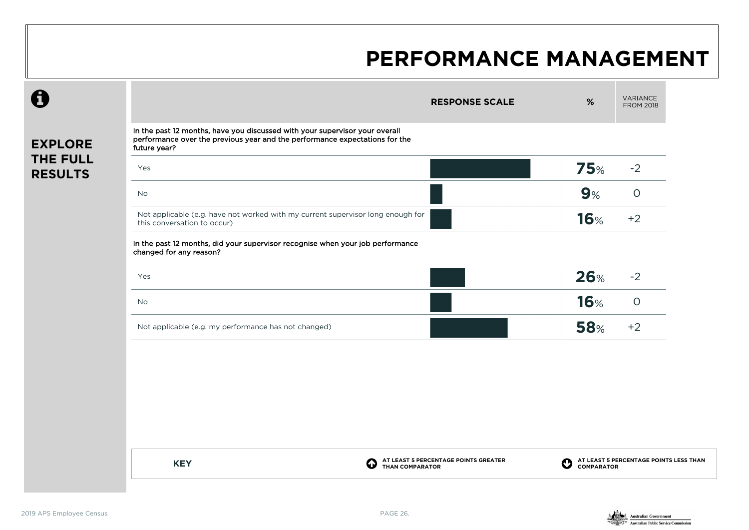# PERFORMANCE MANAGEMENT

## EXPLORE THE FULL RESULTS

| | RESPONSE SCALE | % | VARIANCE FROM 2018 |
|---|---|---|---|
| **In the past 12 months, have you discussed with your supervisor your overall performance over the previous year and the performance expectations for the future year?** | | | |
| Yes | | **75**% | -2 |
| No | | **9**% | 0 |
| Not applicable (e.g. have not worked with my current supervisor long enough for this conversation to occur) | | **16**% | +2 |
| **In the past 12 months, did your supervisor recognise when your job performance changed for any reason?** | | | |
| Yes | | **26**% | -2 |
| No | | **16**% | 0 |
| Not applicable (e.g. my performance has not changed) | | **58**% | +2 |

**KEY**

- AT LEAST 5 PERCENTAGE POINTS GREATER THAN COMPARATOR
- AT LEAST 5 PERCENTAGE POINTS LESS THAN COMPARATOR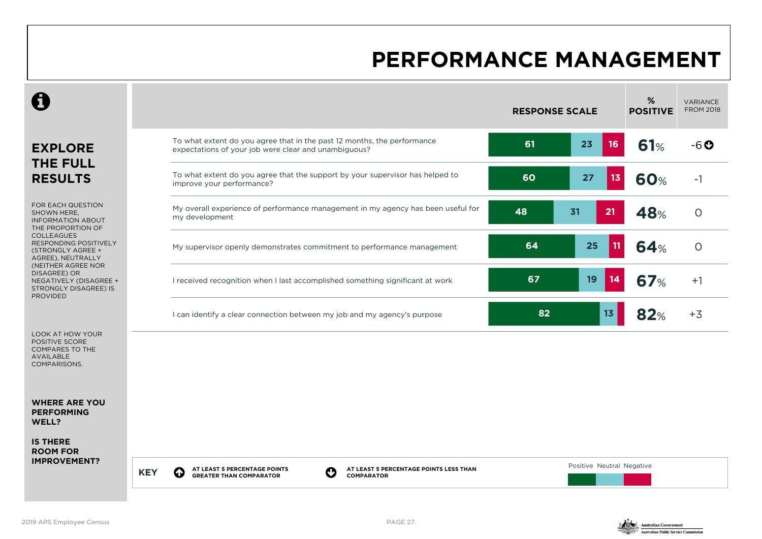# PERFORMANCE MANAGEMENT

## EXPLORE THE FULL RESULTS

FOR EACH QUESTION SHOWN HERE, INFORMATION ABOUT THE PROPORTION OF COLLEAGUES RESPONDING POSITIVELY (STRONGLY AGREE + AGREE), NEUTRALLY (NEITHER AGREE NOR DISAGREE) OR NEGATIVELY (DISAGREE + STRONGLY DISAGREE) IS PROVIDED

LOOK AT HOW YOUR POSITIVE SCORE COMPARES TO THE AVAILABLE COMPARISONS.

**WHERE ARE YOU PERFORMING WELL?**

**IS THERE ROOM FOR IMPROVEMENT?**

| Question | Positive | Neutral | Negative | % POSITIVE | VARIANCE FROM 2018 |
|---|---|---|---|---|---|
| To what extent do you agree that in the past 12 months, the performance expectations of your job were clear and unambiguous? | 61 | 23 | 16 | 61% | -6 (at least 5 percentage points less than comparator) |
| To what extent do you agree that the support by your supervisor has helped to improve your performance? | 60 | 27 | 13 | 60% | -1 |
| My overall experience of performance management in my agency has been useful for my development | 48 | 31 | 21 | 48% | 0 |
| My supervisor openly demonstrates commitment to performance management | 64 | 25 | 11 | 64% | 0 |
| I received recognition when I last accomplished something significant at work | 67 | 19 | 14 | 67% | +1 |
| I can identify a clear connection between my job and my agency's purpose | 82 | 13 | | 82% | +3 |

**KEY**

- AT LEAST 5 PERCENTAGE POINTS GREATER THAN COMPARATOR
- AT LEAST 5 PERCENTAGE POINTS LESS THAN COMPARATOR

Positive Neutral Negative

2019 APS Employee Census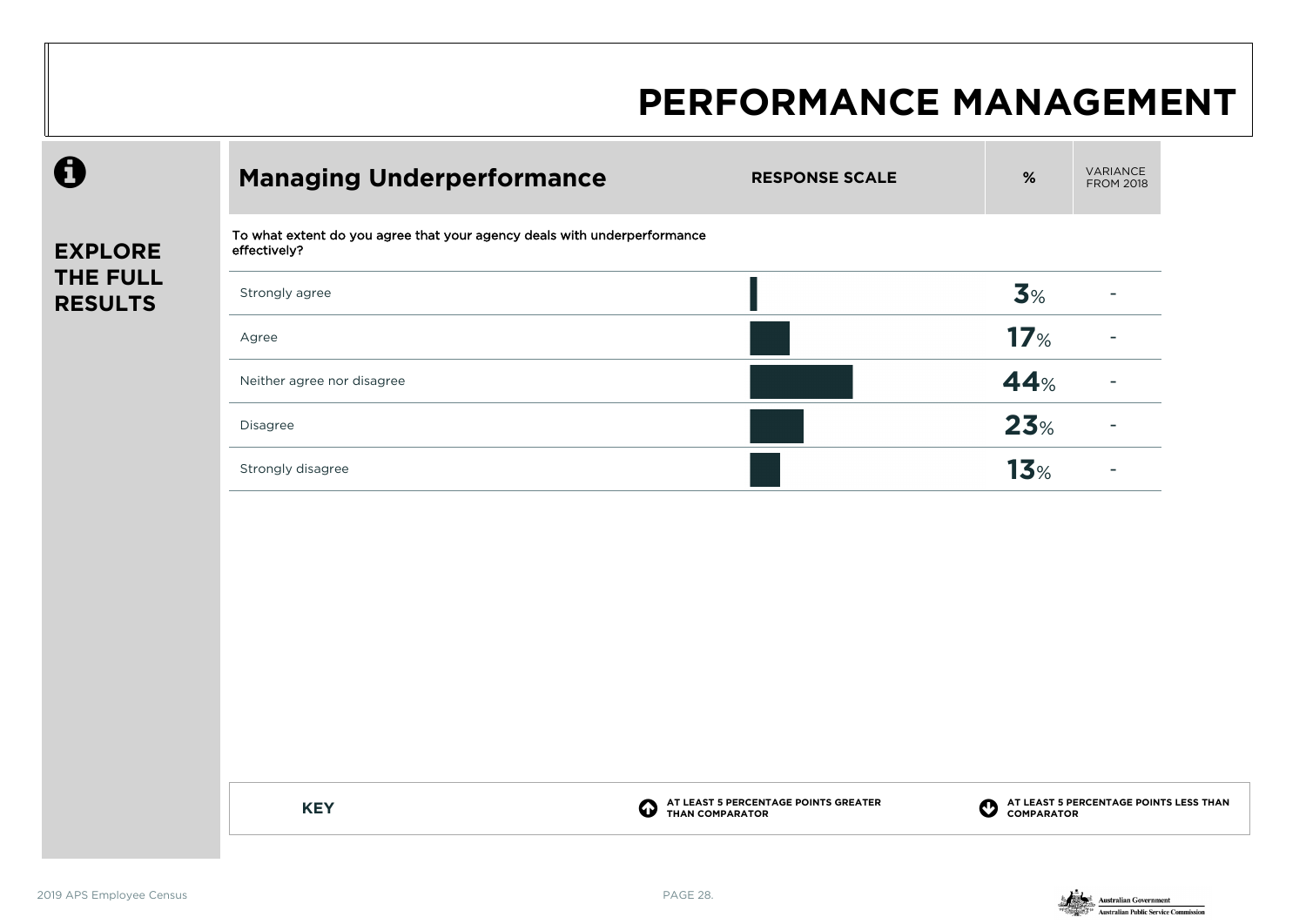# PERFORMANCE MANAGEMENT

**EXPLORE THE FULL RESULTS**

## Managing Underperformance

| To what extent do you agree that your agency deals with underperformance effectively? | % | VARIANCE FROM 2018 |
|---|---|---|
| Strongly agree | 3% | - |
| Agree | 17% | - |
| Neither agree nor disagree | 44% | - |
| Disagree | 23% | - |
| Strongly disagree | 13% | - |

**KEY**

AT LEAST 5 PERCENTAGE POINTS GREATER THAN COMPARATOR

AT LEAST 5 PERCENTAGE POINTS LESS THAN COMPARATOR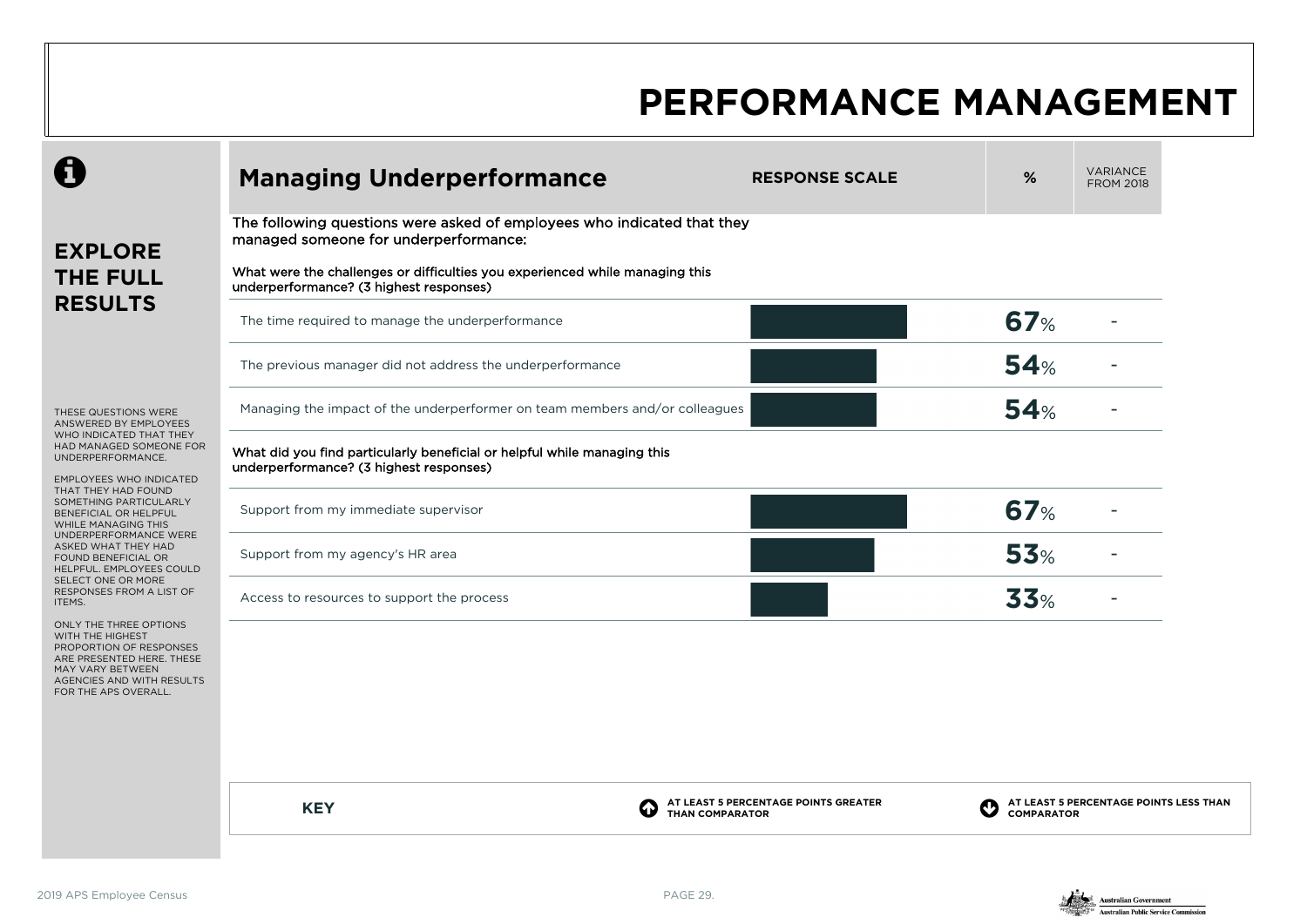# PERFORMANCE MANAGEMENT

## EXPLORE THE FULL RESULTS

THESE QUESTIONS WERE ANSWERED BY EMPLOYEES WHO INDICATED THAT THEY HAD MANAGED SOMEONE FOR UNDERPERFORMANCE.

EMPLOYEES WHO INDICATED THAT THEY HAD FOUND SOMETHING PARTICULARLY BENEFICIAL OR HELPFUL WHILE MANAGING THIS UNDERPERFORMANCE WERE ASKED WHAT THEY HAD FOUND BENEFICIAL OR HELPFUL. EMPLOYEES COULD SELECT ONE OR MORE RESPONSES FROM A LIST OF ITEMS.

ONLY THE THREE OPTIONS WITH THE HIGHEST PROPORTION OF RESPONSES ARE PRESENTED HERE. THESE MAY VARY BETWEEN AGENCIES AND WITH RESULTS FOR THE APS OVERALL.

## Managing Underperformance

The following questions were asked of employees who indicated that they managed someone for underperformance:

What were the challenges or difficulties you experienced while managing this underperformance? (3 highest responses)

| Item | % | Variance from 2018 |
|---|---|---|
| The time required to manage the underperformance | 67% | - |
| The previous manager did not address the underperformance | 54% | - |
| Managing the impact of the underperformer on team members and/or colleagues | 54% | - |

What did you find particularly beneficial or helpful while managing this underperformance? (3 highest responses)

| Item | % | Variance from 2018 |
|---|---|---|
| Support from my immediate supervisor | 67% | - |
| Support from my agency's HR area | 53% | - |
| Access to resources to support the process | 33% | - |

**KEY**

- AT LEAST 5 PERCENTAGE POINTS GREATER THAN COMPARATOR
- AT LEAST 5 PERCENTAGE POINTS LESS THAN COMPARATOR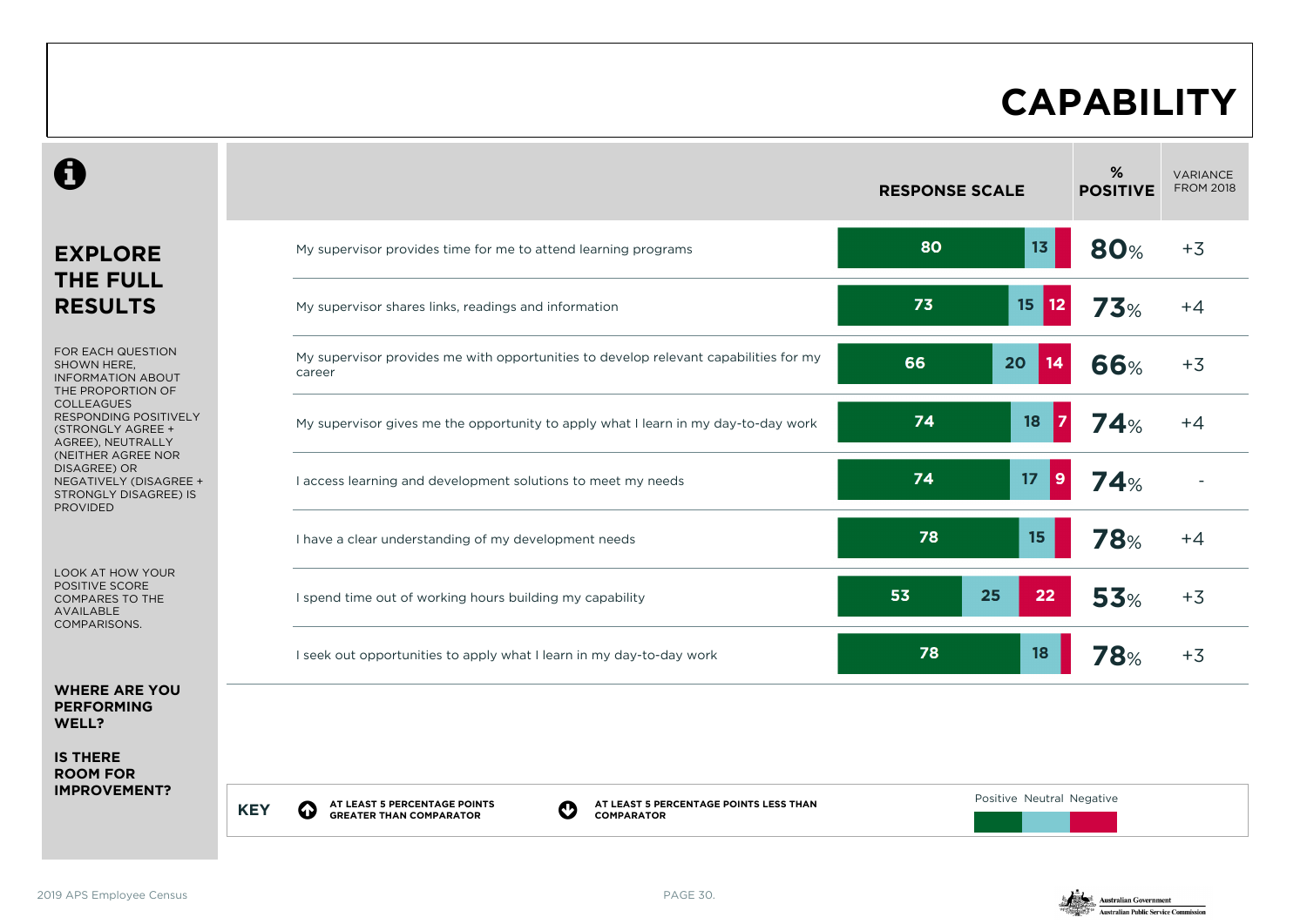# CAPABILITY

## EXPLORE THE FULL RESULTS

FOR EACH QUESTION SHOWN HERE, INFORMATION ABOUT THE PROPORTION OF COLLEAGUES RESPONDING POSITIVELY (STRONGLY AGREE + AGREE), NEUTRALLY (NEITHER AGREE NOR DISAGREE) OR NEGATIVELY (DISAGREE + STRONGLY DISAGREE) IS PROVIDED

LOOK AT HOW YOUR POSITIVE SCORE COMPARES TO THE AVAILABLE COMPARISONS.

**WHERE ARE YOU PERFORMING WELL?**

**IS THERE ROOM FOR IMPROVEMENT?**

| Question | Positive | Neutral | Negative | % POSITIVE | VARIANCE FROM 2018 |
|---|---|---|---|---|---|
| My supervisor provides time for me to attend learning programs | 80 | 13 | | 80% | +3 |
| My supervisor shares links, readings and information | 73 | 15 | 12 | 73% | +4 |
| My supervisor provides me with opportunities to develop relevant capabilities for my career | 66 | 20 | 14 | 66% | +3 |
| My supervisor gives me the opportunity to apply what I learn in my day-to-day work | 74 | 18 | 7 | 74% | +4 |
| I access learning and development solutions to meet my needs | 74 | 17 | 9 | 74% | - |
| I have a clear understanding of my development needs | 78 | 15 | | 78% | +4 |
| I spend time out of working hours building my capability | 53 | 25 | 22 | 53% | +3 |
| I seek out opportunities to apply what I learn in my day-to-day work | 78 | 18 | | 78% | +3 |

**KEY**
- AT LEAST 5 PERCENTAGE POINTS GREATER THAN COMPARATOR
- AT LEAST 5 PERCENTAGE POINTS LESS THAN COMPARATOR

Positive Neutral Negative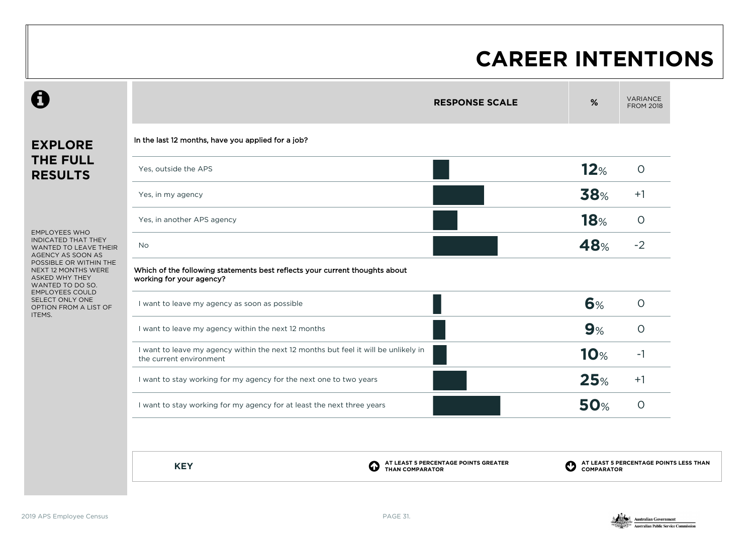# CAREER INTENTIONS

## EXPLORE THE FULL RESULTS

EMPLOYEES WHO INDICATED THAT THEY WANTED TO LEAVE THEIR AGENCY AS SOON AS POSSIBLE OR WITHIN THE NEXT 12 MONTHS WERE ASKED WHY THEY WANTED TO DO SO. EMPLOYEES COULD SELECT ONLY ONE OPTION FROM A LIST OF ITEMS.

| | RESPONSE SCALE | % | VARIANCE FROM 2018 |
|---|---|---|---|
| **In the last 12 months, have you applied for a job?** | | | |
| Yes, outside the APS | | **12**% | 0 |
| Yes, in my agency | | **38**% | +1 |
| Yes, in another APS agency | | **18**% | 0 |
| No | | **48**% | -2 |
| **Which of the following statements best reflects your current thoughts about working for your agency?** | | | |
| I want to leave my agency as soon as possible | | **6**% | 0 |
| I want to leave my agency within the next 12 months | | **9**% | 0 |
| I want to leave my agency within the next 12 months but feel it will be unlikely in the current environment | | **10**% | -1 |
| I want to stay working for my agency for the next one to two years | | **25**% | +1 |
| I want to stay working for my agency for at least the next three years | | **50**% | 0 |

**KEY**

- AT LEAST 5 PERCENTAGE POINTS GREATER THAN COMPARATOR
- AT LEAST 5 PERCENTAGE POINTS LESS THAN COMPARATOR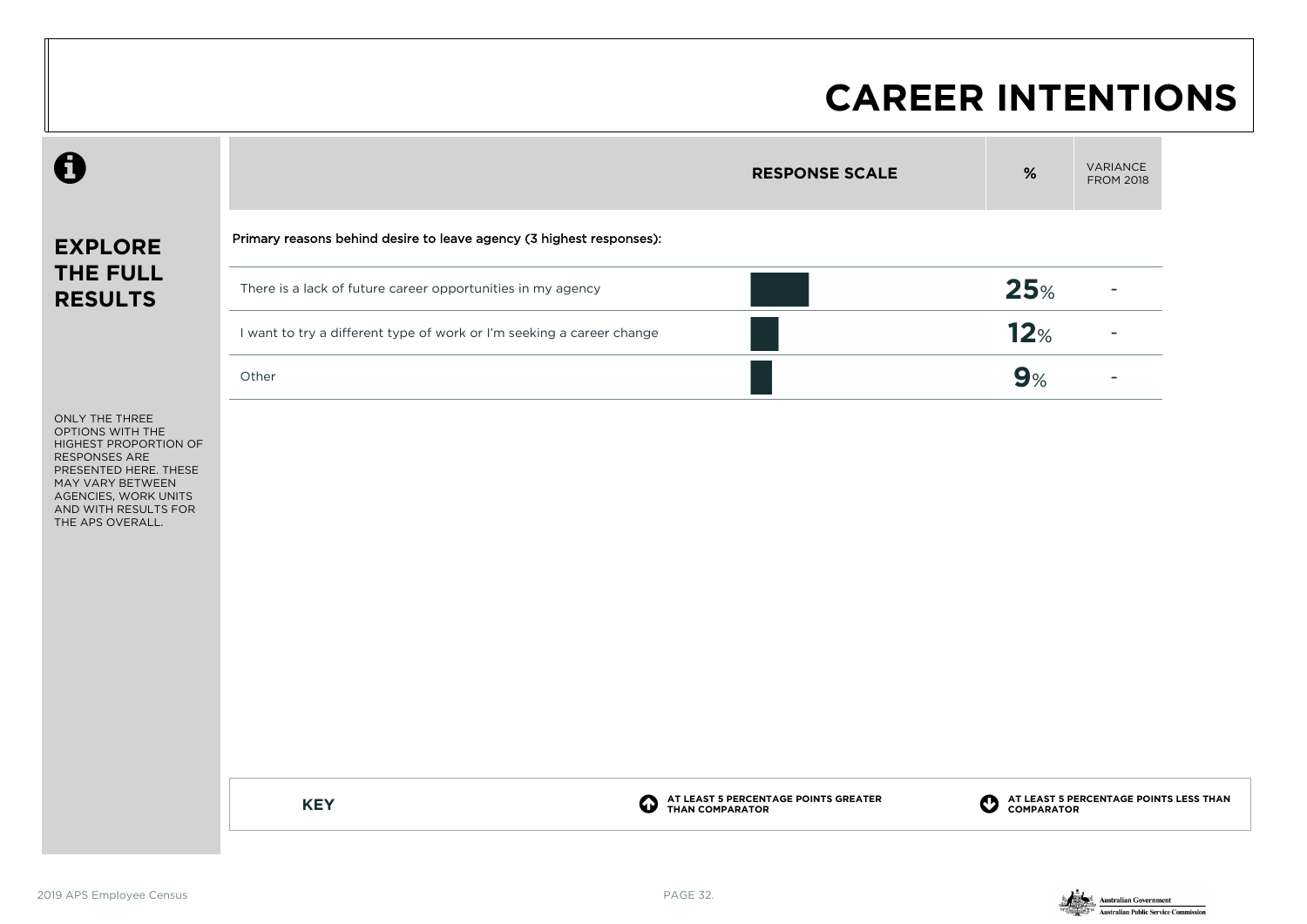# CAREER INTENTIONS

## EXPLORE THE FULL RESULTS

ONLY THE THREE OPTIONS WITH THE HIGHEST PROPORTION OF RESPONSES ARE PRESENTED HERE. THESE MAY VARY BETWEEN AGENCIES, WORK UNITS AND WITH RESULTS FOR THE APS OVERALL.

| | RESPONSE SCALE | % | VARIANCE FROM 2018 |
|---|---|---|---|
| **Primary reasons behind desire to leave agency (3 highest responses):** | | | |
| There is a lack of future career opportunities in my agency | | **25**% | - |
| I want to try a different type of work or I'm seeking a career change | | **12**% | - |
| Other | | **9**% | - |

**KEY**

AT LEAST 5 PERCENTAGE POINTS GREATER THAN COMPARATOR

AT LEAST 5 PERCENTAGE POINTS LESS THAN COMPARATOR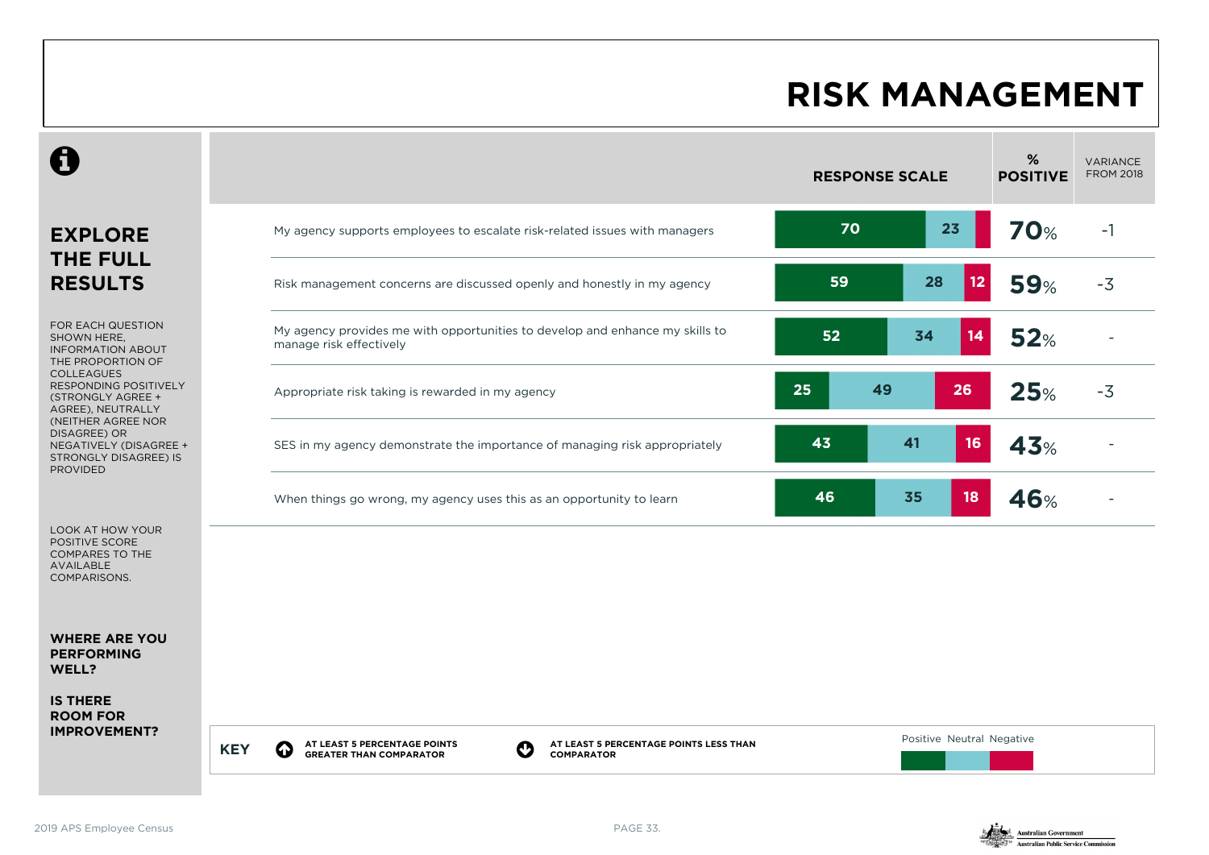# RISK MANAGEMENT

## EXPLORE THE FULL RESULTS

FOR EACH QUESTION SHOWN HERE, INFORMATION ABOUT THE PROPORTION OF COLLEAGUES RESPONDING POSITIVELY (STRONGLY AGREE + AGREE), NEUTRALLY (NEITHER AGREE NOR DISAGREE) OR NEGATIVELY (DISAGREE + STRONGLY DISAGREE) IS PROVIDED

LOOK AT HOW YOUR POSITIVE SCORE COMPARES TO THE AVAILABLE COMPARISONS.

**WHERE ARE YOU PERFORMING WELL?**

**IS THERE ROOM FOR IMPROVEMENT?**

| Question | Positive | Neutral | Negative | % POSITIVE | VARIANCE FROM 2018 |
|---|---|---|---|---|---|
| My agency supports employees to escalate risk-related issues with managers | 70 | 23 | | 70% | -1 |
| Risk management concerns are discussed openly and honestly in my agency | 59 | 28 | 12 | 59% | -3 |
| My agency provides me with opportunities to develop and enhance my skills to manage risk effectively | 52 | 34 | 14 | 52% | - |
| Appropriate risk taking is rewarded in my agency | 25 | 49 | 26 | 25% | -3 |
| SES in my agency demonstrate the importance of managing risk appropriately | 43 | 41 | 16 | 43% | - |
| When things go wrong, my agency uses this as an opportunity to learn | 46 | 35 | 18 | 46% | - |

**KEY**

AT LEAST 5 PERCENTAGE POINTS GREATER THAN COMPARATOR

AT LEAST 5 PERCENTAGE POINTS LESS THAN COMPARATOR

Positive Neutral Negative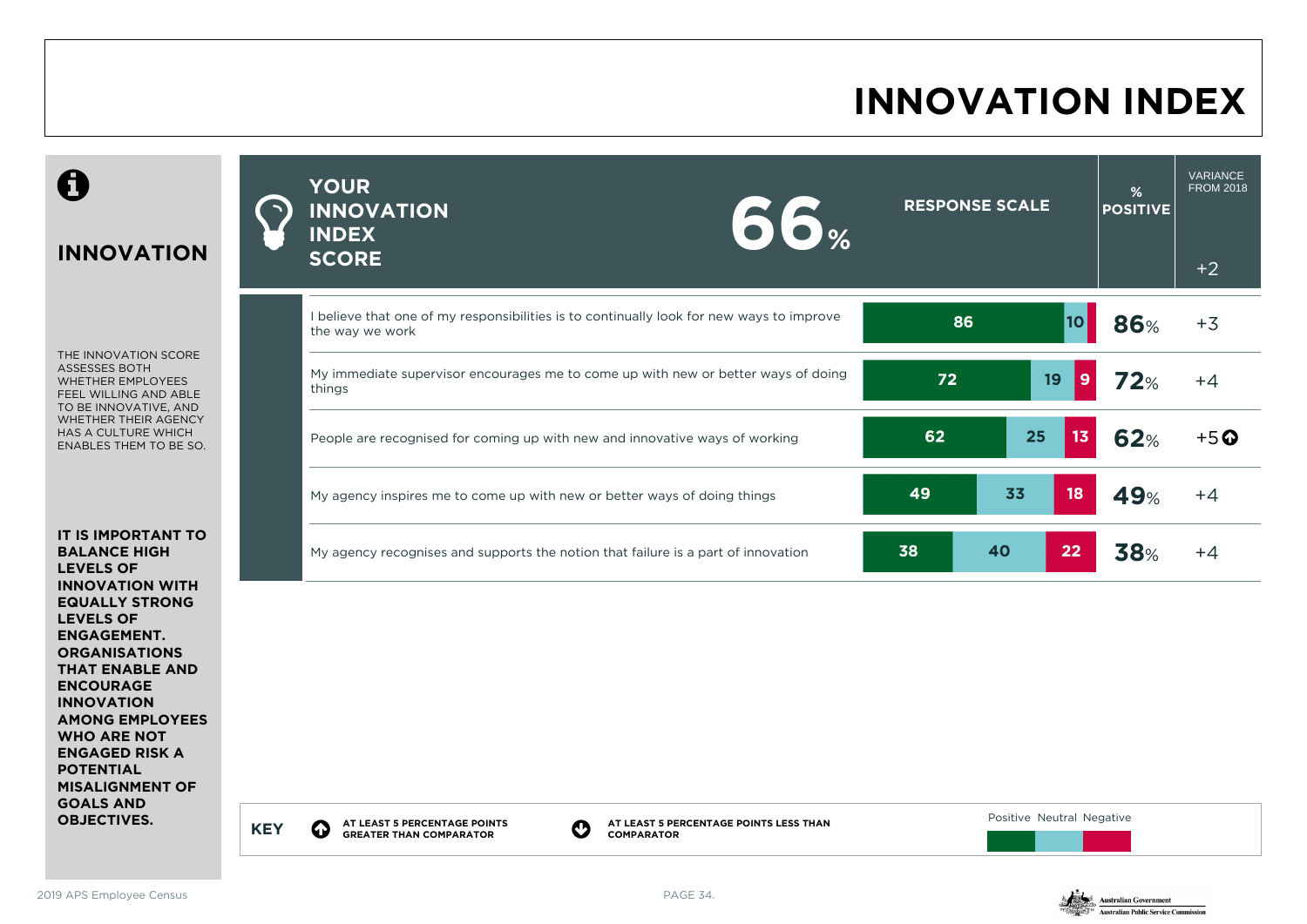# INNOVATION INDEX

## INNOVATION

THE INNOVATION SCORE ASSESSES BOTH WHETHER EMPLOYEES FEEL WILLING AND ABLE TO BE INNOVATIVE, AND WHETHER THEIR AGENCY HAS A CULTURE WHICH ENABLES THEM TO BE SO.

**IT IS IMPORTANT TO BALANCE HIGH LEVELS OF INNOVATION WITH EQUALLY STRONG LEVELS OF ENGAGEMENT. ORGANISATIONS THAT ENABLE AND ENCOURAGE INNOVATION AMONG EMPLOYEES WHO ARE NOT ENGAGED RISK A POTENTIAL MISALIGNMENT OF GOALS AND OBJECTIVES.**

**YOUR INNOVATION INDEX SCORE: 66%** — Variance from 2018: +2

| Question | Positive | Neutral | Negative | % Positive | Variance from 2018 |
|---|---|---|---|---|---|
| I believe that one of my responsibilities is to continually look for new ways to improve the way we work | 86 | 10 | | 86% | +3 |
| My immediate supervisor encourages me to come up with new or better ways of doing things | 72 | 19 | 9 | 72% | +4 |
| People are recognised for coming up with new and innovative ways of working | 62 | 25 | 13 | 62% | +5 ⬆ |
| My agency inspires me to come up with new or better ways of doing things | 49 | 33 | 18 | 49% | +4 |
| My agency recognises and supports the notion that failure is a part of innovation | 38 | 40 | 22 | 38% | +4 |

**KEY**

⬆ AT LEAST 5 PERCENTAGE POINTS GREATER THAN COMPARATOR

⬇ AT LEAST 5 PERCENTAGE POINTS LESS THAN COMPARATOR

Positive Neutral Negative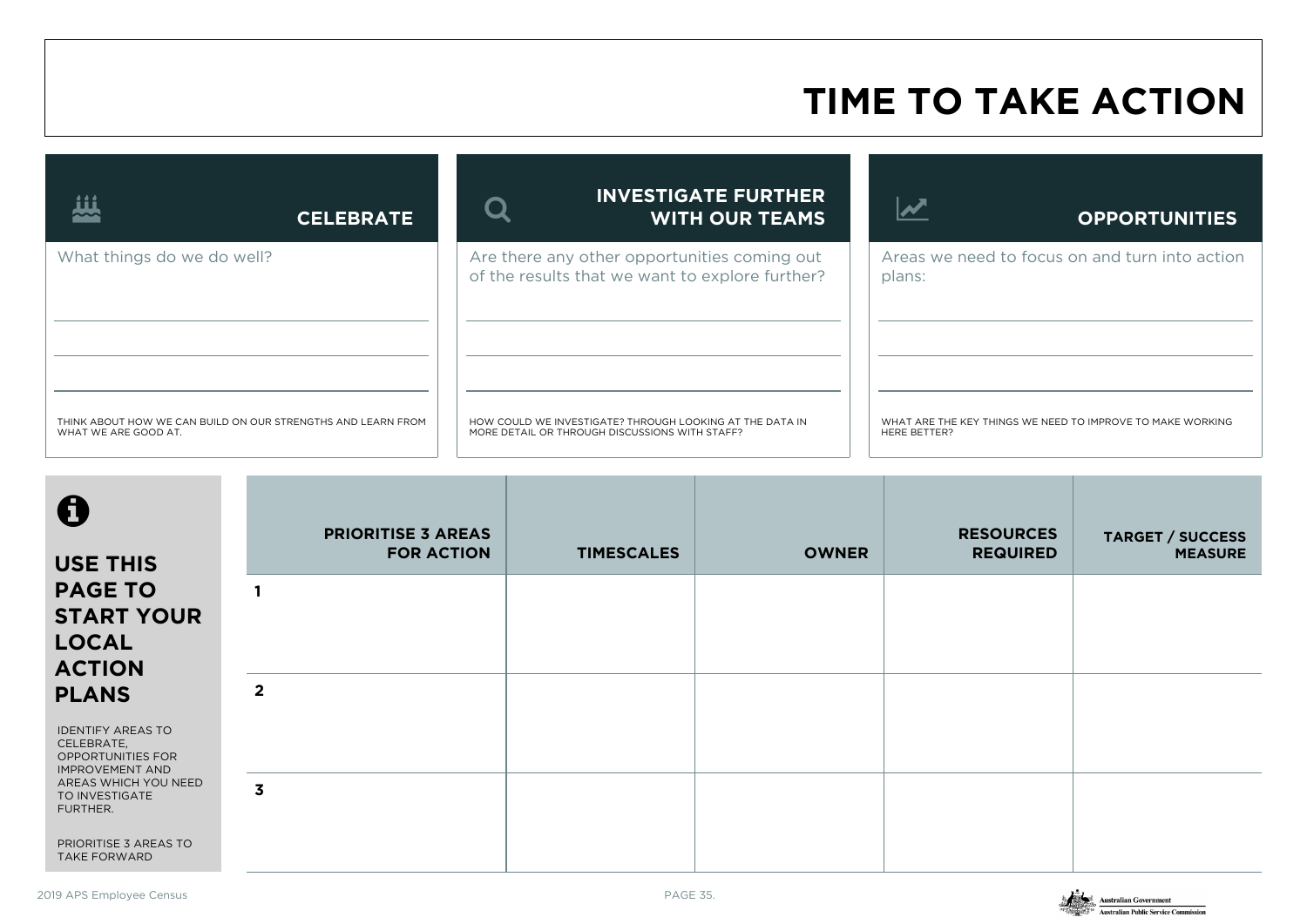# TIME TO TAKE ACTION

## CELEBRATE

What things do we do well?

THINK ABOUT HOW WE CAN BUILD ON OUR STRENGTHS AND LEARN FROM WHAT WE ARE GOOD AT.

## INVESTIGATE FURTHER WITH OUR TEAMS

Are there any other opportunities coming out of the results that we want to explore further?

HOW COULD WE INVESTIGATE? THROUGH LOOKING AT THE DATA IN MORE DETAIL OR THROUGH DISCUSSIONS WITH STAFF?

## OPPORTUNITIES

Areas we need to focus on and turn into action plans:

WHAT ARE THE KEY THINGS WE NEED TO IMPROVE TO MAKE WORKING HERE BETTER?

## USE THIS PAGE TO START YOUR LOCAL ACTION PLANS

IDENTIFY AREAS TO CELEBRATE, OPPORTUNITIES FOR IMPROVEMENT AND AREAS WHICH YOU NEED TO INVESTIGATE FURTHER.

PRIORITISE 3 AREAS TO TAKE FORWARD

| PRIORITISE 3 AREAS FOR ACTION | TIMESCALES | OWNER | RESOURCES REQUIRED | TARGET / SUCCESS MEASURE |
|---|---|---|---|---|
| 1 | | | | |
| 2 | | | | |
| 3 | | | | |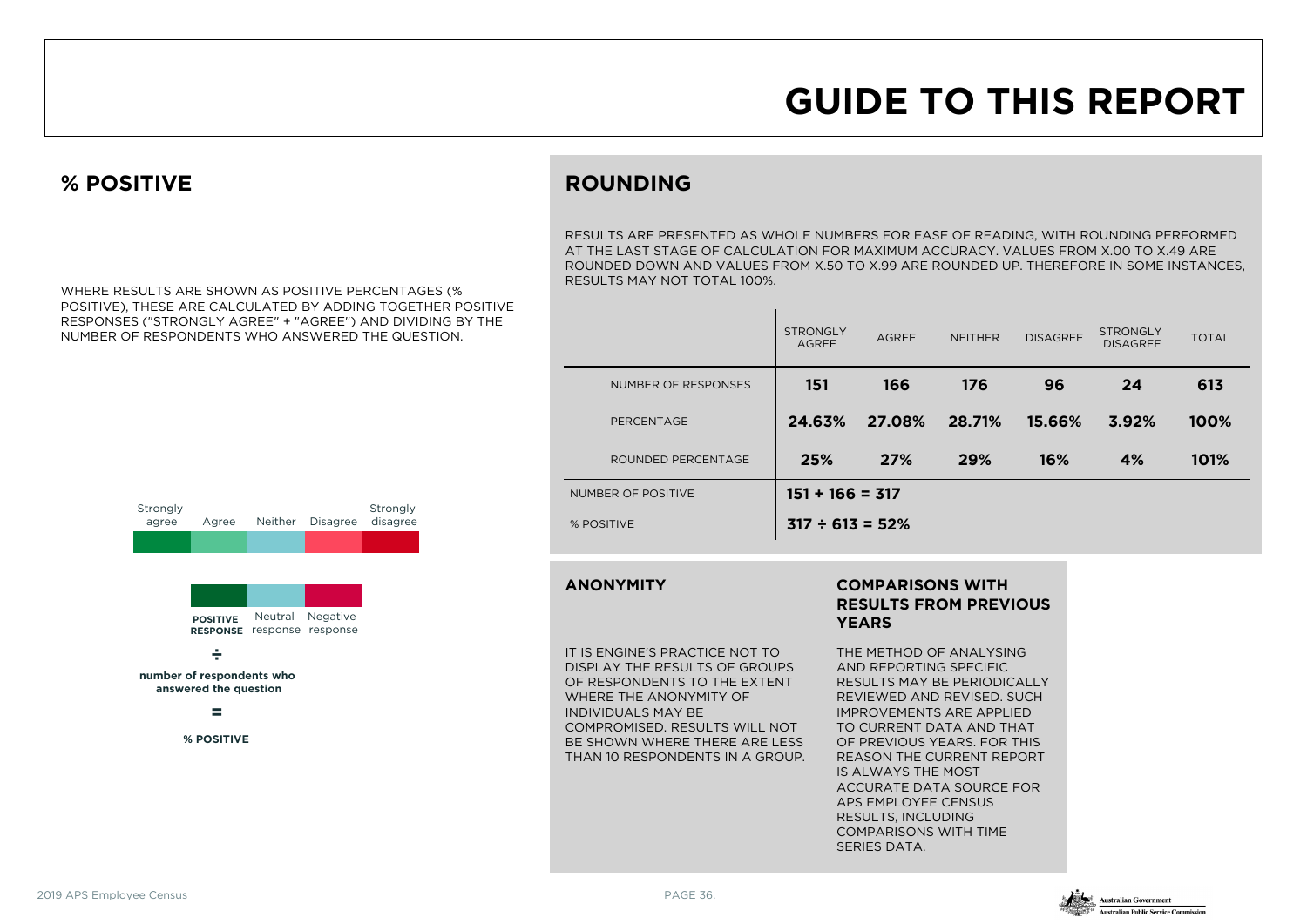# GUIDE TO THIS REPORT

## % POSITIVE

WHERE RESULTS ARE SHOWN AS POSITIVE PERCENTAGES (% POSITIVE), THESE ARE CALCULATED BY ADDING TOGETHER POSITIVE RESPONSES ("STRONGLY AGREE" + "AGREE") AND DIVIDING BY THE NUMBER OF RESPONDENTS WHO ANSWERED THE QUESTION.

Strongly agree
Agree
Neither
Disagree
Strongly disagree

**POSITIVE RESPONSE**
Neutral response
Negative response

÷

**number of respondents who answered the question**

=

**% POSITIVE**

## ROUNDING

RESULTS ARE PRESENTED AS WHOLE NUMBERS FOR EASE OF READING, WITH ROUNDING PERFORMED AT THE LAST STAGE OF CALCULATION FOR MAXIMUM ACCURACY. VALUES FROM X.00 TO X.49 ARE ROUNDED DOWN AND VALUES FROM X.50 TO X.99 ARE ROUNDED UP. THEREFORE IN SOME INSTANCES, RESULTS MAY NOT TOTAL 100%.

| | STRONGLY AGREE | AGREE | NEITHER | DISAGREE | STRONGLY DISAGREE | TOTAL |
|---|---|---|---|---|---|---|
| NUMBER OF RESPONSES | **151** | **166** | **176** | **96** | **24** | **613** |
| PERCENTAGE | **24.63%** | **27.08%** | **28.71%** | **15.66%** | **3.92%** | **100%** |
| ROUNDED PERCENTAGE | **25%** | **27%** | **29%** | **16%** | **4%** | **101%** |
| NUMBER OF POSITIVE | **151 + 166 = 317** | | | | | |
| % POSITIVE | **317 ÷ 613 = 52%** | | | | | |

## ANONYMITY

IT IS ENGINE'S PRACTICE NOT TO DISPLAY THE RESULTS OF GROUPS OF RESPONDENTS TO THE EXTENT WHERE THE ANONYMITY OF INDIVIDUALS MAY BE COMPROMISED. RESULTS WILL NOT BE SHOWN WHERE THERE ARE LESS THAN 10 RESPONDENTS IN A GROUP.

## COMPARISONS WITH RESULTS FROM PREVIOUS YEARS

THE METHOD OF ANALYSING AND REPORTING SPECIFIC RESULTS MAY BE PERIODICALLY REVIEWED AND REVISED. SUCH IMPROVEMENTS ARE APPLIED TO CURRENT DATA AND THAT OF PREVIOUS YEARS. FOR THIS REASON THE CURRENT REPORT IS ALWAYS THE MOST ACCURATE DATA SOURCE FOR APS EMPLOYEE CENSUS RESULTS, INCLUDING COMPARISONS WITH TIME SERIES DATA.